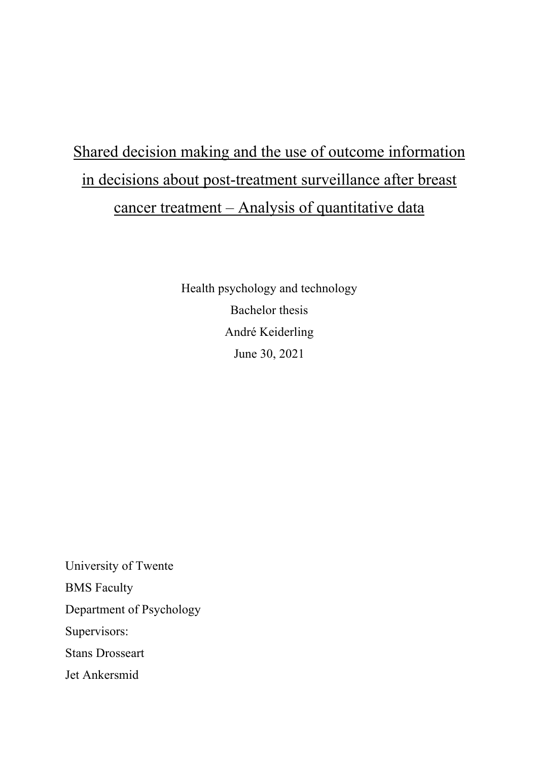# Shared decision making and the use of outcome information in decisions about post-treatment surveillance after breast cancer treatment – Analysis of quantitative data

Health psychology and technology

Bachelor thesis

André Keiderling

June 30, 2021

University of Twente

BMS Faculty

Department of Psychology

Supervisors:

Stans Drosseart

Jet Ankersmid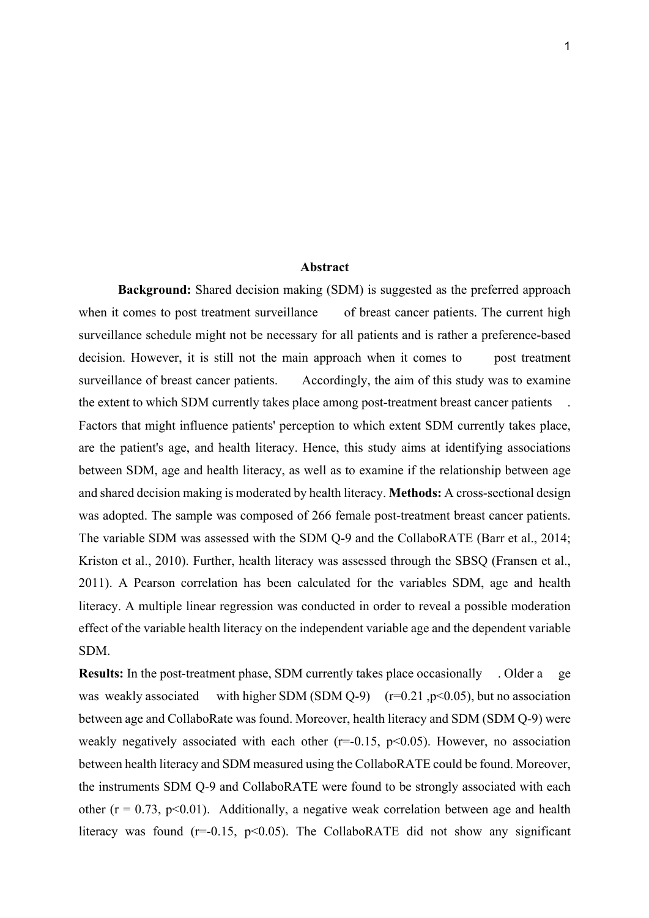## Abstract

**Background:** Shared decision making (SDM) is suggested as the preferred approach when it comes to post treatment surveillance of breast cancer patients. The current high surveillance schedule might not be necessary for all patients and is rather a preference-based decision. However, it is still not the main approach when it comes to post treatment surveillance of breast cancer patients. Accordingly, the aim of this study was to examine the extent to which SDM currently takes place among post-treatment breast cancer patients . Factors that might influence patients' perception to which extent SDM currently takes place, are the patient's age, and health literacy. Hence, this study aims at identifying associations between SDM, age and health literacy, as well as to examine if the relationship between age and shared decision making is moderated by health literacy. **Methods:** A cross-sectional design was adopted. The sample was composed of 266 female post-treatment breast cancer patients. The variable SDM was assessed with the SDM Q-9 and the CollaboRATE (Barr et al., 2014; Kriston et al., 2010). Further, health literacy was assessed through the SBSQ (Fransen et al., 2011). A Pearson correlation has been calculated for the variables SDM, age and health literacy. A multiple linear regression was conducted in order to reveal a possible moderation effect of the variable health literacy on the independent variable age and the dependent variable SDM.

**Results:** In the post-treatment phase, SDM currently takes place occasionally . Older age was weakly associated with higher SDM (SDM Q-9) ($r=0.21$, $p<0.05$), but no association between age and CollaboRate was found. Moreover, health literacy and SDM (SDM Q-9) were weakly negatively associated with each other ($r=-0.15$, $p<0.05$). However, no association between health literacy and SDM measured using the CollaboRATE could be found. Moreover, the instruments SDM Q-9 and CollaboRATE were found to be strongly associated with each other ($r = 0.73$, $p<0.01$). Additionally, a negative weak correlation between age and health literacy was found ($r=-0.15$, $p<0.05$). The CollaboRATE did not show any significant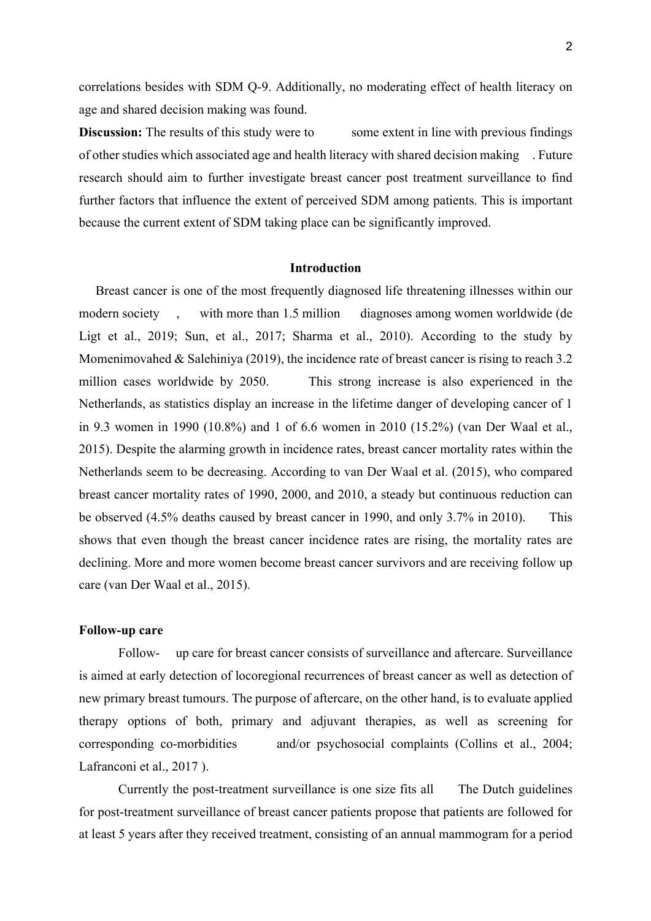correlations besides with SDM Q-9. Additionally, no moderating effect of health literacy on age and shared decision making was found.

**Discussion:** The results of this study were to some extent in line with previous findings of other studies which associated age and health literacy with shared decision making . Future research should aim to further investigate breast cancer post treatment surveillance to find further factors that influence the extent of perceived SDM among patients. This is important because the current extent of SDM taking place can be significantly improved.

## Introduction

Breast cancer is one of the most frequently diagnosed life threatening illnesses within our modern society , with more than 1.5 million diagnoses among women worldwide (de Ligt et al., 2019; Sun, et al., 2017; Sharma et al., 2010). According to the study by Momenimovahed & Salehiniya (2019), the incidence rate of breast cancer is rising to reach 3.2 million cases worldwide by 2050. This strong increase is also experienced in the Netherlands, as statistics display an increase in the lifetime danger of developing cancer of 1 in 9.3 women in 1990 (10.8%) and 1 of 6.6 women in 2010 (15.2%) (van Der Waal et al., 2015). Despite the alarming growth in incidence rates, breast cancer mortality rates within the Netherlands seem to be decreasing. According to van Der Waal et al. (2015), who compared breast cancer mortality rates of 1990, 2000, and 2010, a steady but continuous reduction can be observed (4.5% deaths caused by breast cancer in 1990, and only 3.7% in 2010). This shows that even though the breast cancer incidence rates are rising, the mortality rates are declining. More and more women become breast cancer survivors and are receiving follow up care (van Der Waal et al., 2015).

### Follow-up care

Follow- up care for breast cancer consists of surveillance and aftercare. Surveillance is aimed at early detection of locoregional recurrences of breast cancer as well as detection of new primary breast tumours. The purpose of aftercare, on the other hand, is to evaluate applied therapy options of both, primary and adjuvant therapies, as well as screening for corresponding co-morbidities and/or psychosocial complaints (Collins et al., 2004; Lafranconi et al., 2017 ).

Currently the post-treatment surveillance is one size fits all The Dutch guidelines for post-treatment surveillance of breast cancer patients propose that patients are followed for at least 5 years after they received treatment, consisting of an annual mammogram for a period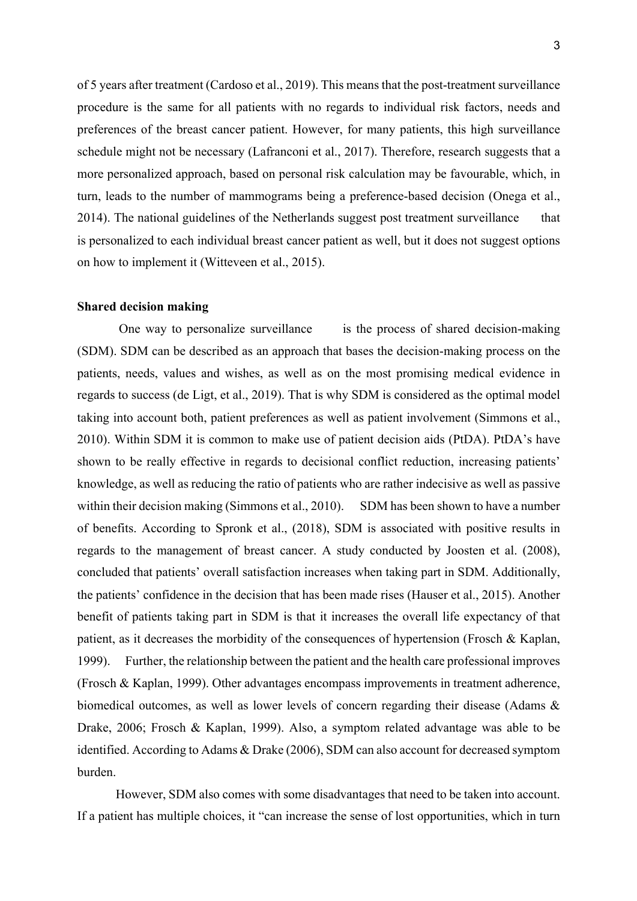of 5 years after treatment (Cardoso et al., 2019). This means that the post-treatment surveillance procedure is the same for all patients with no regards to individual risk factors, needs and preferences of the breast cancer patient. However, for many patients, this high surveillance schedule might not be necessary (Lafranconi et al., 2017). Therefore, research suggests that a more personalized approach, based on personal risk calculation may be favourable, which, in turn, leads to the number of mammograms being a preference-based decision (Onega et al., 2014). The national guidelines of the Netherlands suggest post treatment surveillance that is personalized to each individual breast cancer patient as well, but it does not suggest options on how to implement it (Witteveen et al., 2015).

**Shared decision making**

One way to personalize surveillance is the process of shared decision-making (SDM). SDM can be described as an approach that bases the decision-making process on the patients, needs, values and wishes, as well as on the most promising medical evidence in regards to success (de Ligt, et al., 2019). That is why SDM is considered as the optimal model taking into account both, patient preferences as well as patient involvement (Simmons et al., 2010). Within SDM it is common to make use of patient decision aids (PtDA). PtDA's have shown to be really effective in regards to decisional conflict reduction, increasing patients' knowledge, as well as reducing the ratio of patients who are rather indecisive as well as passive within their decision making (Simmons et al., 2010). SDM has been shown to have a number of benefits. According to Spronk et al., (2018), SDM is associated with positive results in regards to the management of breast cancer. A study conducted by Joosten et al. (2008), concluded that patients' overall satisfaction increases when taking part in SDM. Additionally, the patients' confidence in the decision that has been made rises (Hauser et al., 2015). Another benefit of patients taking part in SDM is that it increases the overall life expectancy of that patient, as it decreases the morbidity of the consequences of hypertension (Frosch & Kaplan, 1999). Further, the relationship between the patient and the health care professional improves (Frosch & Kaplan, 1999). Other advantages encompass improvements in treatment adherence, biomedical outcomes, as well as lower levels of concern regarding their disease (Adams & Drake, 2006; Frosch & Kaplan, 1999). Also, a symptom related advantage was able to be identified. According to Adams & Drake (2006), SDM can also account for decreased symptom burden.

However, SDM also comes with some disadvantages that need to be taken into account. If a patient has multiple choices, it "can increase the sense of lost opportunities, which in turn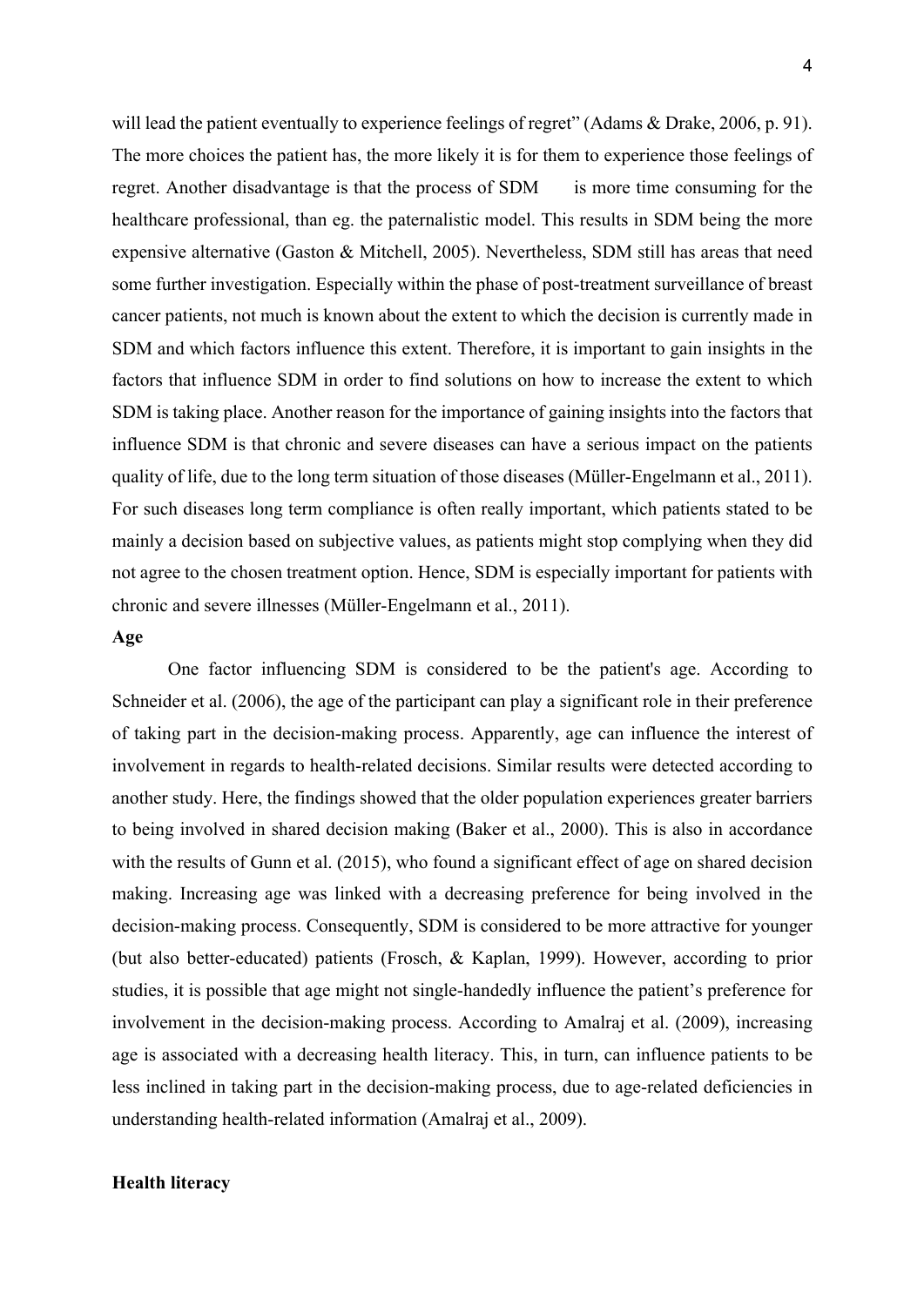will lead the patient eventually to experience feelings of regret" (Adams & Drake, 2006, p. 91). The more choices the patient has, the more likely it is for them to experience those feelings of regret. Another disadvantage is that the process of SDM is more time consuming for the healthcare professional, than eg. the paternalistic model. This results in SDM being the more expensive alternative (Gaston & Mitchell, 2005). Nevertheless, SDM still has areas that need some further investigation. Especially within the phase of post-treatment surveillance of breast cancer patients, not much is known about the extent to which the decision is currently made in SDM and which factors influence this extent. Therefore, it is important to gain insights in the factors that influence SDM in order to find solutions on how to increase the extent to which SDM is taking place. Another reason for the importance of gaining insights into the factors that influence SDM is that chronic and severe diseases can have a serious impact on the patients quality of life, due to the long term situation of those diseases (Müller-Engelmann et al., 2011). For such diseases long term compliance is often really important, which patients stated to be mainly a decision based on subjective values, as patients might stop complying when they did not agree to the chosen treatment option. Hence, SDM is especially important for patients with chronic and severe illnesses (Müller-Engelmann et al., 2011).

**Age**

One factor influencing SDM is considered to be the patient's age. According to Schneider et al. (2006), the age of the participant can play a significant role in their preference of taking part in the decision-making process. Apparently, age can influence the interest of involvement in regards to health-related decisions. Similar results were detected according to another study. Here, the findings showed that the older population experiences greater barriers to being involved in shared decision making (Baker et al., 2000). This is also in accordance with the results of Gunn et al. (2015), who found a significant effect of age on shared decision making. Increasing age was linked with a decreasing preference for being involved in the decision-making process. Consequently, SDM is considered to be more attractive for younger (but also better-educated) patients (Frosch, & Kaplan, 1999). However, according to prior studies, it is possible that age might not single-handedly influence the patient's preference for involvement in the decision-making process. According to Amalraj et al. (2009), increasing age is associated with a decreasing health literacy. This, in turn, can influence patients to be less inclined in taking part in the decision-making process, due to age-related deficiencies in understanding health-related information (Amalraj et al., 2009).

**Health literacy**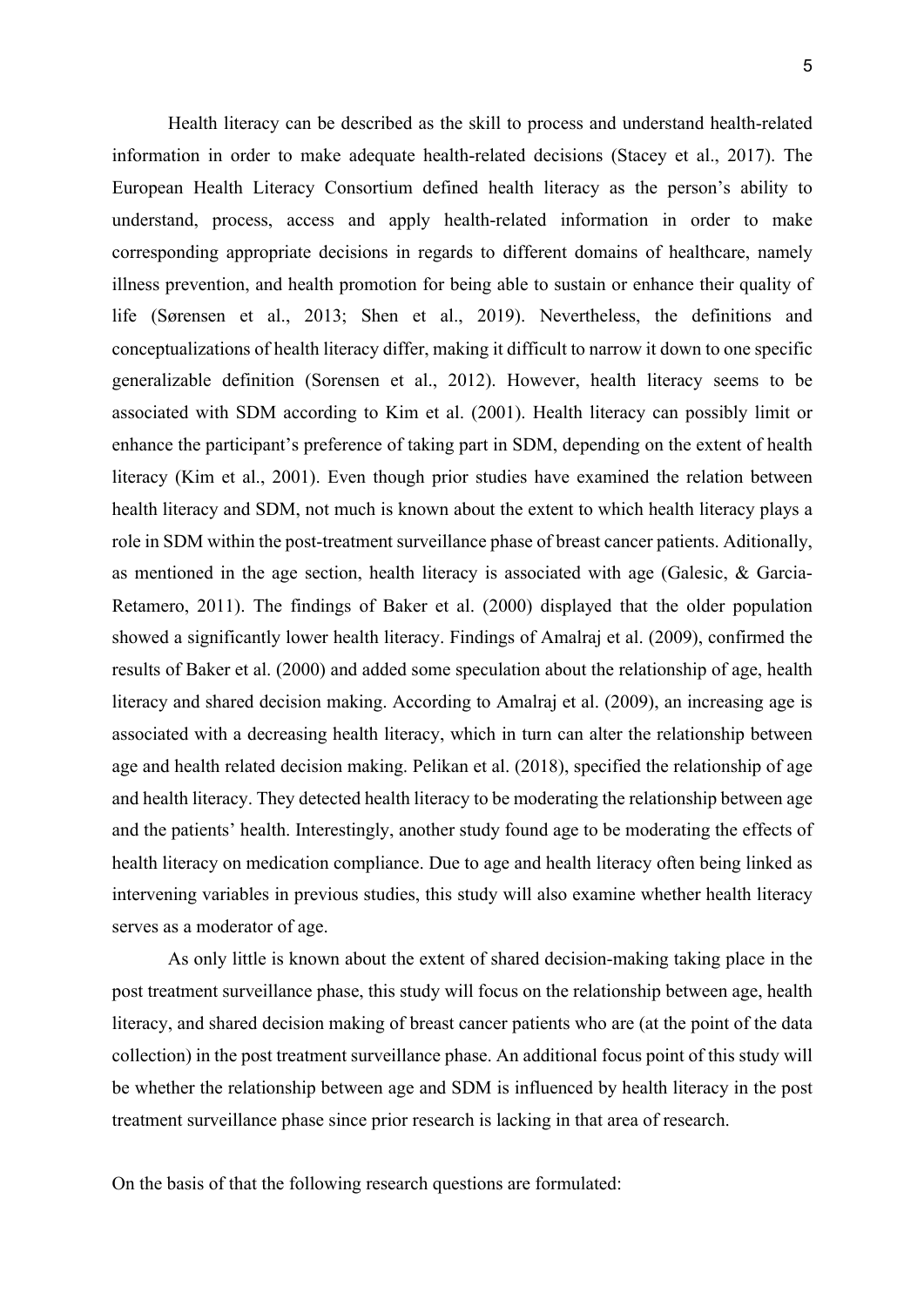Health literacy can be described as the skill to process and understand health-related information in order to make adequate health-related decisions (Stacey et al., 2017). The European Health Literacy Consortium defined health literacy as the person's ability to understand, process, access and apply health-related information in order to make corresponding appropriate decisions in regards to different domains of healthcare, namely illness prevention, and health promotion for being able to sustain or enhance their quality of life (Sørensen et al., 2013; Shen et al., 2019). Nevertheless, the definitions and conceptualizations of health literacy differ, making it difficult to narrow it down to one specific generalizable definition (Sorensen et al., 2012). However, health literacy seems to be associated with SDM according to Kim et al. (2001). Health literacy can possibly limit or enhance the participant's preference of taking part in SDM, depending on the extent of health literacy (Kim et al., 2001). Even though prior studies have examined the relation between health literacy and SDM, not much is known about the extent to which health literacy plays a role in SDM within the post-treatment surveillance phase of breast cancer patients. Aditionally, as mentioned in the age section, health literacy is associated with age (Galesic, & Garcia-Retamero, 2011). The findings of Baker et al. (2000) displayed that the older population showed a significantly lower health literacy. Findings of Amalraj et al. (2009), confirmed the results of Baker et al. (2000) and added some speculation about the relationship of age, health literacy and shared decision making. According to Amalraj et al. (2009), an increasing age is associated with a decreasing health literacy, which in turn can alter the relationship between age and health related decision making. Pelikan et al. (2018), specified the relationship of age and health literacy. They detected health literacy to be moderating the relationship between age and the patients' health. Interestingly, another study found age to be moderating the effects of health literacy on medication compliance. Due to age and health literacy often being linked as intervening variables in previous studies, this study will also examine whether health literacy serves as a moderator of age.

As only little is known about the extent of shared decision-making taking place in the post treatment surveillance phase, this study will focus on the relationship between age, health literacy, and shared decision making of breast cancer patients who are (at the point of the data collection) in the post treatment surveillance phase. An additional focus point of this study will be whether the relationship between age and SDM is influenced by health literacy in the post treatment surveillance phase since prior research is lacking in that area of research.

On the basis of that the following research questions are formulated: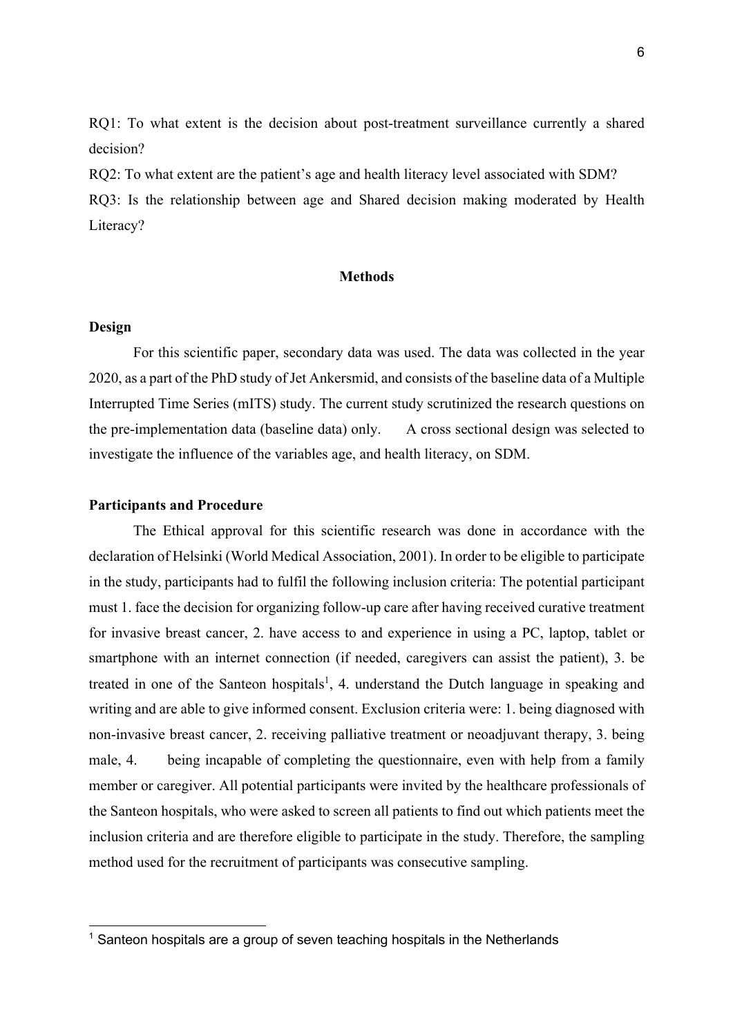RQ1: To what extent is the decision about post-treatment surveillance currently a shared decision?

RQ2: To what extent are the patient's age and health literacy level associated with SDM?

RQ3: Is the relationship between age and Shared decision making moderated by Health Literacy?

## Methods

### Design

For this scientific paper, secondary data was used. The data was collected in the year 2020, as a part of the PhD study of Jet Ankersmid, and consists of the baseline data of a Multiple Interrupted Time Series (mITS) study. The current study scrutinized the research questions on the pre-implementation data (baseline data) only. A cross sectional design was selected to investigate the influence of the variables age, and health literacy, on SDM.

### Participants and Procedure

The Ethical approval for this scientific research was done in accordance with the declaration of Helsinki (World Medical Association, 2001). In order to be eligible to participate in the study, participants had to fulfil the following inclusion criteria: The potential participant must 1. face the decision for organizing follow-up care after having received curative treatment for invasive breast cancer, 2. have access to and experience in using a PC, laptop, tablet or smartphone with an internet connection (if needed, caregivers can assist the patient), 3. be treated in one of the Santeon hospitals[1], 4. understand the Dutch language in speaking and writing and are able to give informed consent. Exclusion criteria were: 1. being diagnosed with non-invasive breast cancer, 2. receiving palliative treatment or neoadjuvant therapy, 3. being male, 4. being incapable of completing the questionnaire, even with help from a family member or caregiver. All potential participants were invited by the healthcare professionals of the Santeon hospitals, who were asked to screen all patients to find out which patients meet the inclusion criteria and are therefore eligible to participate in the study. Therefore, the sampling method used for the recruitment of participants was consecutive sampling.

[1] Santeon hospitals are a group of seven teaching hospitals in the Netherlands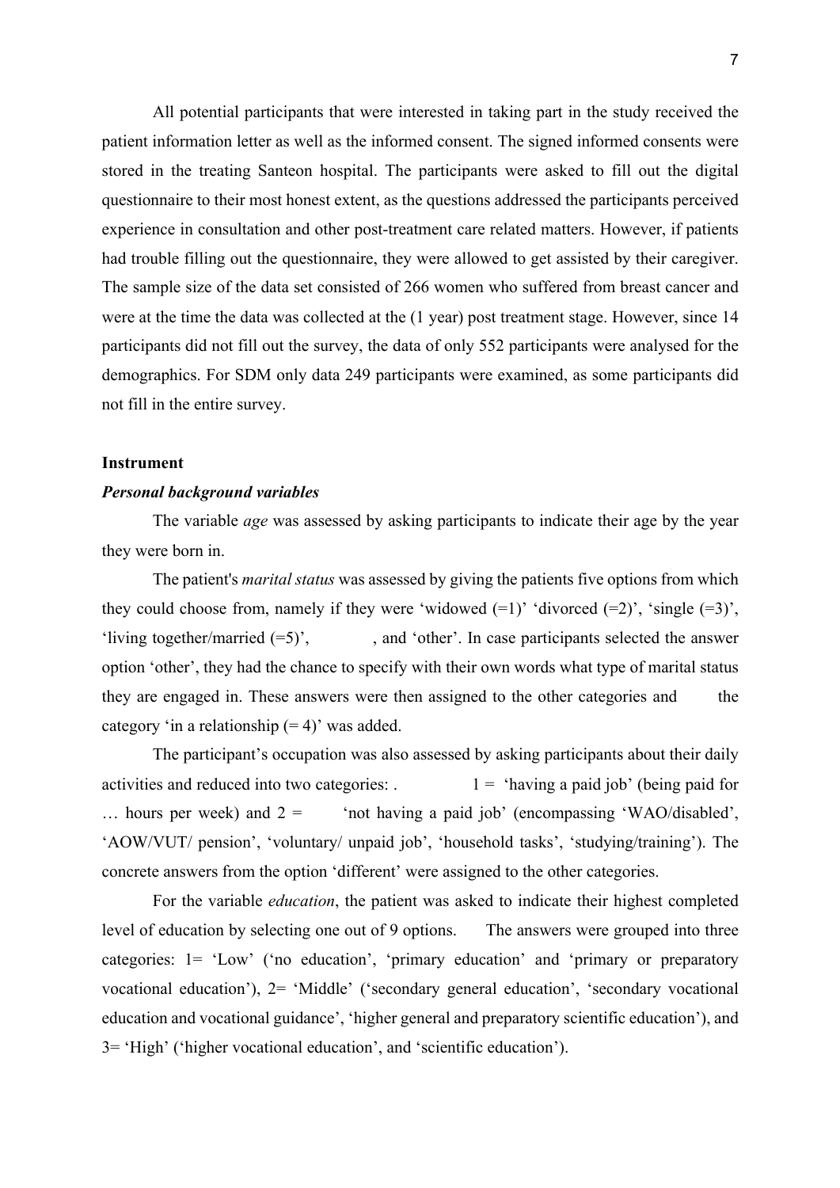All potential participants that were interested in taking part in the study received the patient information letter as well as the informed consent. The signed informed consents were stored in the treating Santeon hospital. The participants were asked to fill out the digital questionnaire to their most honest extent, as the questions addressed the participants perceived experience in consultation and other post-treatment care related matters. However, if patients had trouble filling out the questionnaire, they were allowed to get assisted by their caregiver. The sample size of the data set consisted of 266 women who suffered from breast cancer and were at the time the data was collected at the (1 year) post treatment stage. However, since 14 participants did not fill out the survey, the data of only 552 participants were analysed for the demographics. For SDM only data 249 participants were examined, as some participants did not fill in the entire survey.

**Instrument**

***Personal background variables***

The variable *age* was assessed by asking participants to indicate their age by the year they were born in.

The patient's *marital status* was assessed by giving the patients five options from which they could choose from, namely if they were 'widowed (=1)' 'divorced (=2)', 'single (=3)', 'living together/married (=5)', , and 'other'. In case participants selected the answer option 'other', they had the chance to specify with their own words what type of marital status they are engaged in. These answers were then assigned to the other categories and the category 'in a relationship (= 4)' was added.

The participant's occupation was also assessed by asking participants about their daily activities and reduced into two categories: . 1 = 'having a paid job' (being paid for … hours per week) and 2 = 'not having a paid job' (encompassing 'WAO/disabled', 'AOW/VUT/ pension', 'voluntary/ unpaid job', 'household tasks', 'studying/training'). The concrete answers from the option 'different' were assigned to the other categories.

For the variable *education*, the patient was asked to indicate their highest completed level of education by selecting one out of 9 options. The answers were grouped into three categories: 1= 'Low' ('no education', 'primary education' and 'primary or preparatory vocational education'), 2= 'Middle' ('secondary general education', 'secondary vocational education and vocational guidance', 'higher general and preparatory scientific education'), and 3= 'High' ('higher vocational education', and 'scientific education').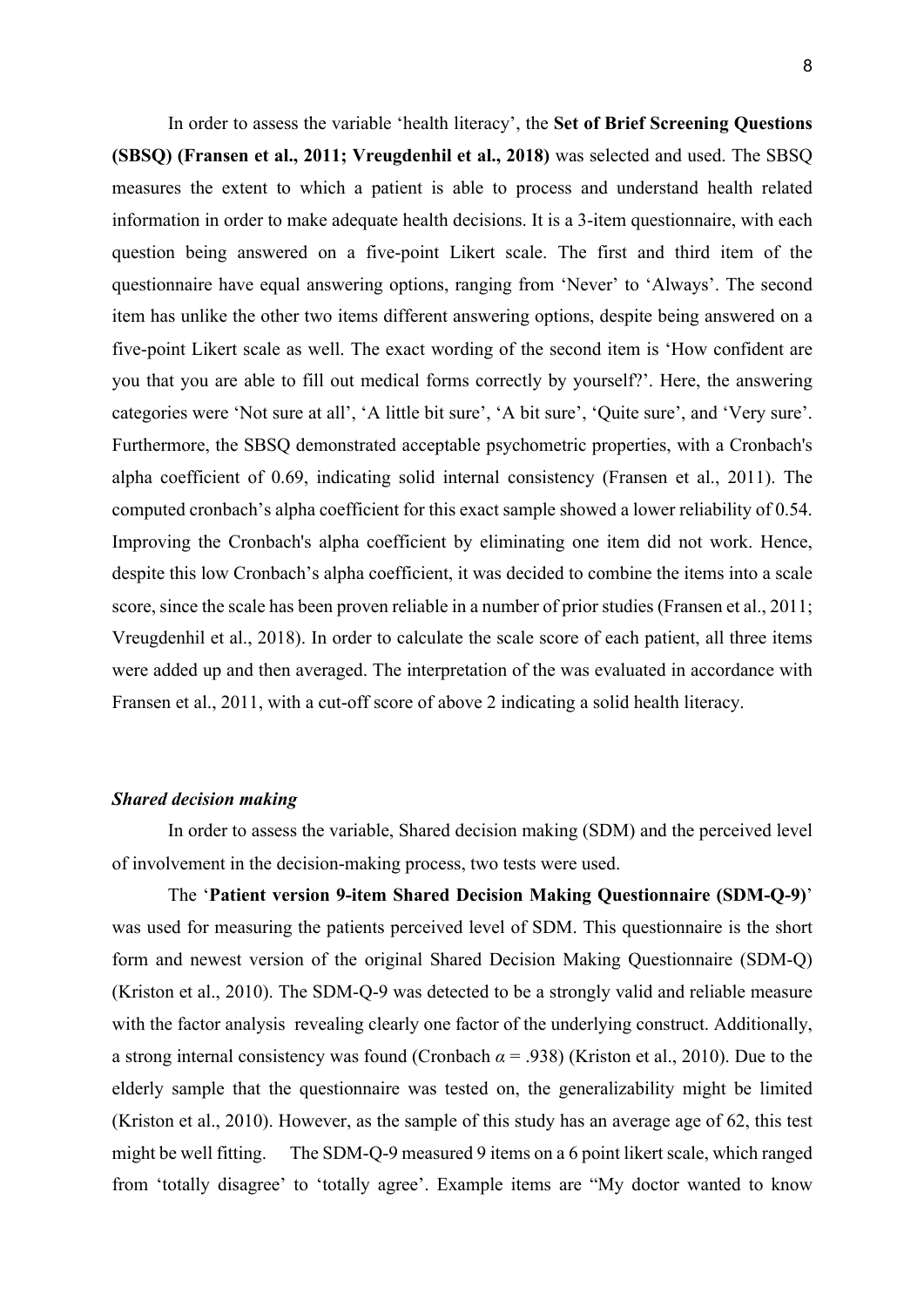In order to assess the variable 'health literacy', the **Set of Brief Screening Questions (SBSQ) (Fransen et al., 2011; Vreugdenhil et al., 2018)** was selected and used. The SBSQ measures the extent to which a patient is able to process and understand health related information in order to make adequate health decisions. It is a 3-item questionnaire, with each question being answered on a five-point Likert scale. The first and third item of the questionnaire have equal answering options, ranging from 'Never' to 'Always'. The second item has unlike the other two items different answering options, despite being answered on a five-point Likert scale as well. The exact wording of the second item is 'How confident are you that you are able to fill out medical forms correctly by yourself?'. Here, the answering categories were 'Not sure at all', 'A little bit sure', 'A bit sure', 'Quite sure', and 'Very sure'. Furthermore, the SBSQ demonstrated acceptable psychometric properties, with a Cronbach's alpha coefficient of 0.69, indicating solid internal consistency (Fransen et al., 2011). The computed cronbach's alpha coefficient for this exact sample showed a lower reliability of 0.54. Improving the Cronbach's alpha coefficient by eliminating one item did not work. Hence, despite this low Cronbach's alpha coefficient, it was decided to combine the items into a scale score, since the scale has been proven reliable in a number of prior studies (Fransen et al., 2011; Vreugdenhil et al., 2018). In order to calculate the scale score of each patient, all three items were added up and then averaged. The interpretation of the was evaluated in accordance with Fransen et al., 2011, with a cut-off score of above 2 indicating a solid health literacy.

***Shared decision making***

In order to assess the variable, Shared decision making (SDM) and the perceived level of involvement in the decision-making process, two tests were used.

The '**Patient version 9-item Shared Decision Making Questionnaire (SDM-Q-9)**' was used for measuring the patients perceived level of SDM. This questionnaire is the short form and newest version of the original Shared Decision Making Questionnaire (SDM-Q) (Kriston et al., 2010). The SDM-Q-9 was detected to be a strongly valid and reliable measure with the factor analysis revealing clearly one factor of the underlying construct. Additionally, a strong internal consistency was found (Cronbach $\alpha = .938$) (Kriston et al., 2010). Due to the elderly sample that the questionnaire was tested on, the generalizability might be limited (Kriston et al., 2010). However, as the sample of this study has an average age of 62, this test might be well fitting. The SDM-Q-9 measured 9 items on a 6 point likert scale, which ranged from 'totally disagree' to 'totally agree'. Example items are "My doctor wanted to know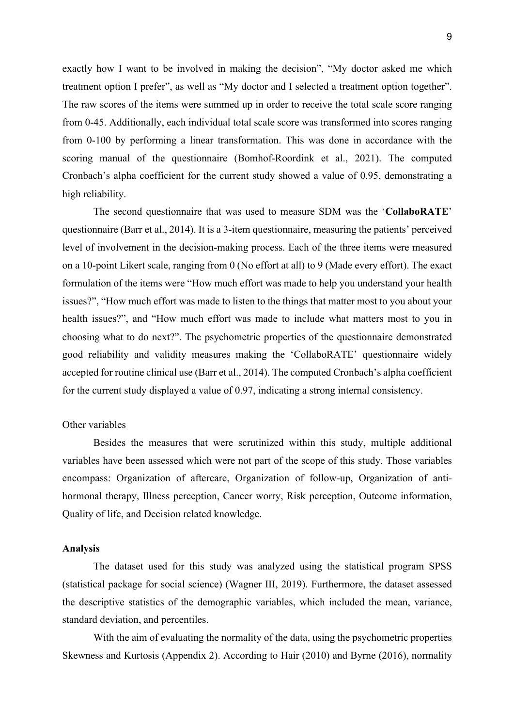exactly how I want to be involved in making the decision", "My doctor asked me which treatment option I prefer", as well as "My doctor and I selected a treatment option together". The raw scores of the items were summed up in order to receive the total scale score ranging from 0-45. Additionally, each individual total scale score was transformed into scores ranging from 0-100 by performing a linear transformation. This was done in accordance with the scoring manual of the questionnaire (Bomhof-Roordink et al., 2021). The computed Cronbach's alpha coefficient for the current study showed a value of 0.95, demonstrating a high reliability.

The second questionnaire that was used to measure SDM was the '**CollaboRATE**' questionnaire (Barr et al., 2014). It is a 3-item questionnaire, measuring the patients' perceived level of involvement in the decision-making process. Each of the three items were measured on a 10-point Likert scale, ranging from 0 (No effort at all) to 9 (Made every effort). The exact formulation of the items were "How much effort was made to help you understand your health issues?", "How much effort was made to listen to the things that matter most to you about your health issues?", and "How much effort was made to include what matters most to you in choosing what to do next?". The psychometric properties of the questionnaire demonstrated good reliability and validity measures making the 'CollaboRATE' questionnaire widely accepted for routine clinical use (Barr et al., 2014). The computed Cronbach's alpha coefficient for the current study displayed a value of 0.97, indicating a strong internal consistency.

Other variables

Besides the measures that were scrutinized within this study, multiple additional variables have been assessed which were not part of the scope of this study. Those variables encompass: Organization of aftercare, Organization of follow-up, Organization of anti-hormonal therapy, Illness perception, Cancer worry, Risk perception, Outcome information, Quality of life, and Decision related knowledge.

### Analysis

The dataset used for this study was analyzed using the statistical program SPSS (statistical package for social science) (Wagner III, 2019). Furthermore, the dataset assessed the descriptive statistics of the demographic variables, which included the mean, variance, standard deviation, and percentiles.

With the aim of evaluating the normality of the data, using the psychometric properties Skewness and Kurtosis (Appendix 2). According to Hair (2010) and Byrne (2016), normality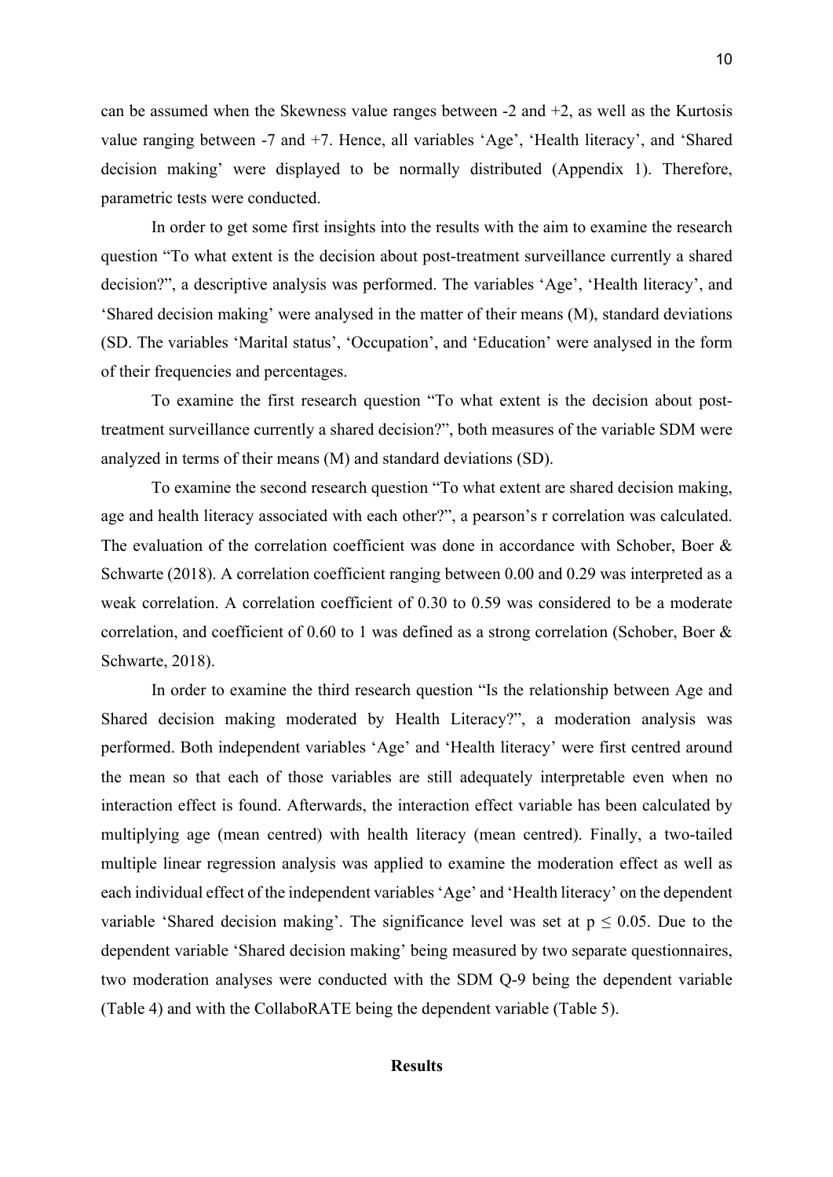can be assumed when the Skewness value ranges between -2 and +2, as well as the Kurtosis value ranging between -7 and +7. Hence, all variables 'Age', 'Health literacy', and 'Shared decision making' were displayed to be normally distributed (Appendix 1). Therefore, parametric tests were conducted.

In order to get some first insights into the results with the aim to examine the research question "To what extent is the decision about post-treatment surveillance currently a shared decision?", a descriptive analysis was performed. The variables 'Age', 'Health literacy', and 'Shared decision making' were analysed in the matter of their means (M), standard deviations (SD. The variables 'Marital status', 'Occupation', and 'Education' were analysed in the form of their frequencies and percentages.

To examine the first research question "To what extent is the decision about post-treatment surveillance currently a shared decision?", both measures of the variable SDM were analyzed in terms of their means (M) and standard deviations (SD).

To examine the second research question "To what extent are shared decision making, age and health literacy associated with each other?", a pearson's r correlation was calculated. The evaluation of the correlation coefficient was done in accordance with Schober, Boer & Schwarte (2018). A correlation coefficient ranging between 0.00 and 0.29 was interpreted as a weak correlation. A correlation coefficient of 0.30 to 0.59 was considered to be a moderate correlation, and coefficient of 0.60 to 1 was defined as a strong correlation (Schober, Boer & Schwarte, 2018).

In order to examine the third research question "Is the relationship between Age and Shared decision making moderated by Health Literacy?", a moderation analysis was performed. Both independent variables 'Age' and 'Health literacy' were first centred around the mean so that each of those variables are still adequately interpretable even when no interaction effect is found. Afterwards, the interaction effect variable has been calculated by multiplying age (mean centred) with health literacy (mean centred). Finally, a two-tailed multiple linear regression analysis was applied to examine the moderation effect as well as each individual effect of the independent variables 'Age' and 'Health literacy' on the dependent variable 'Shared decision making'. The significance level was set at $p \leq 0.05$. Due to the dependent variable 'Shared decision making' being measured by two separate questionnaires, two moderation analyses were conducted with the SDM Q-9 being the dependent variable (Table 4) and with the CollaboRATE being the dependent variable (Table 5).

## Results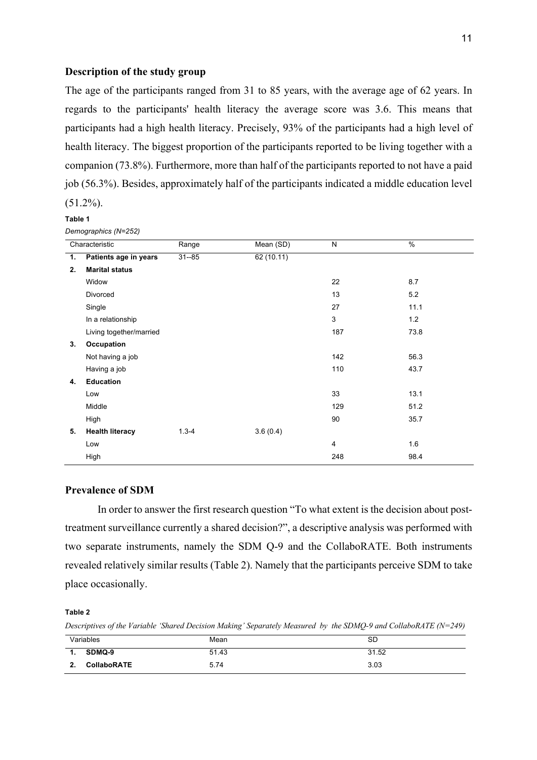## Description of the study group

The age of the participants ranged from 31 to 85 years, with the average age of 62 years. In regards to the participants' health literacy the average score was 3.6. This means that participants had a high health literacy. Precisely, 93% of the participants had a high level of health literacy. The biggest proportion of the participants reported to be living together with a companion (73.8%). Furthermore, more than half of the participants reported to not have a paid job (56.3%). Besides, approximately half of the participants indicated a middle education level (51.2%).

**Table 1**

*Demographics (N=252)*

| | Characteristic | Range | Mean (SD) | N | % |
|---|---|---|---|---|---|
| **1.** | **Patients age in years** | 31--85 | 62 (10.11) | | |
| **2.** | **Marital status** | | | | |
| | Widow | | | 22 | 8.7 |
| | Divorced | | | 13 | 5.2 |
| | Single | | | 27 | 11.1 |
| | In a relationship | | | 3 | 1.2 |
| | Living together/married | | | 187 | 73.8 |
| **3.** | **Occupation** | | | | |
| | Not having a job | | | 142 | 56.3 |
| | Having a job | | | 110 | 43.7 |
| **4.** | **Education** | | | | |
| | Low | | | 33 | 13.1 |
| | Middle | | | 129 | 51.2 |
| | High | | | 90 | 35.7 |
| **5.** | **Health literacy** | 1.3-4 | 3.6 (0.4) | | |
| | Low | | | 4 | 1.6 |
| | High | | | 248 | 98.4 |

## Prevalence of SDM

In order to answer the first research question "To what extent is the decision about post-treatment surveillance currently a shared decision?", a descriptive analysis was performed with two separate instruments, namely the SDM Q-9 and the CollaboRATE. Both instruments revealed relatively similar results (Table 2). Namely that the participants perceive SDM to take place occasionally.

**Table 2**

*Descriptives of the Variable 'Shared Decision Making' Separately Measured by the SDMQ-9 and CollaboRATE (N=249)*

| | Variables | Mean | SD |
|---|---|---|---|
| **1.** | **SDMQ-9** | 51.43 | 31.52 |
| **2.** | **CollaboRATE** | 5.74 | 3.03 |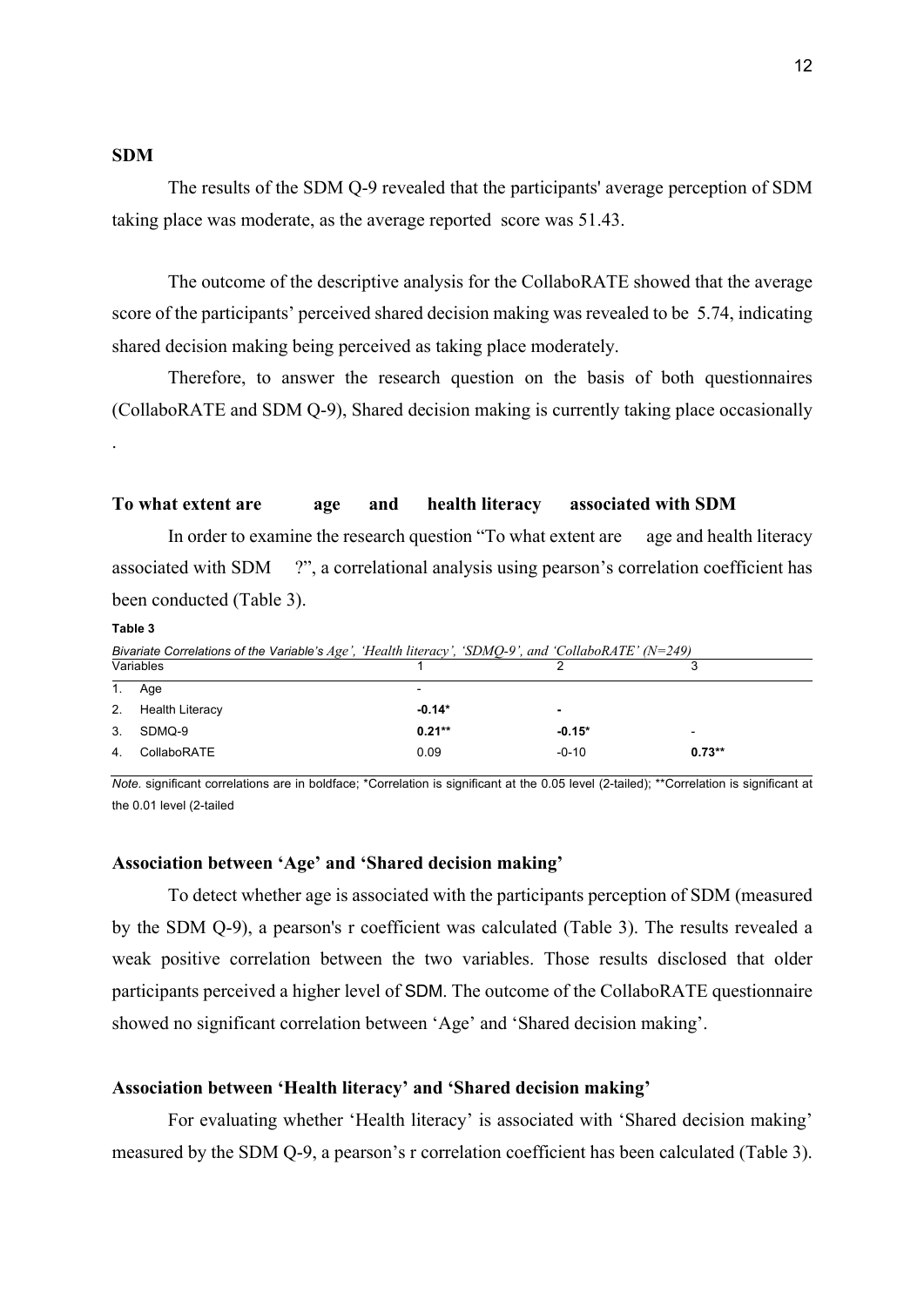## SDM

The results of the SDM Q-9 revealed that the participants' average perception of SDM taking place was moderate, as the average reported score was 51.43.

The outcome of the descriptive analysis for the CollaboRATE showed that the average score of the participants' perceived shared decision making was revealed to be 5.74, indicating shared decision making being perceived as taking place moderately.

Therefore, to answer the research question on the basis of both questionnaires (CollaboRATE and SDM Q-9), Shared decision making is currently taking place occasionally

.

## To what extent are age and health literacy associated with SDM

In order to examine the research question "To what extent are age and health literacy associated with SDM ?", a correlational analysis using pearson's correlation coefficient has been conducted (Table 3).

**Table 3**

*Bivariate Correlations of the Variable's Age', 'Health literacy', 'SDMQ-9', and 'CollaboRATE' (N=249)*

| Variables | 1 | 2 | 3 |
|---|---|---|---|
| 1. Age | - | | |
| 2. Health Literacy | **-0.14*** | **-** | |
| 3. SDMQ-9 | **0.21**** | **-0.15*** | - |
| 4. CollaboRATE | 0.09 | -0-10 | **0.73**** |

*Note.* significant correlations are in boldface; *Correlation is significant at the 0.05 level (2-tailed); **Correlation is significant at the 0.01 level (2-tailed

### Association between 'Age' and 'Shared decision making'

To detect whether age is associated with the participants perception of SDM (measured by the SDM Q-9), a pearson's r coefficient was calculated (Table 3). The results revealed a weak positive correlation between the two variables. Those results disclosed that older participants perceived a higher level of SDM. The outcome of the CollaboRATE questionnaire showed no significant correlation between 'Age' and 'Shared decision making'.

### Association between 'Health literacy' and 'Shared decision making'

For evaluating whether 'Health literacy' is associated with 'Shared decision making' measured by the SDM Q-9, a pearson's r correlation coefficient has been calculated (Table 3).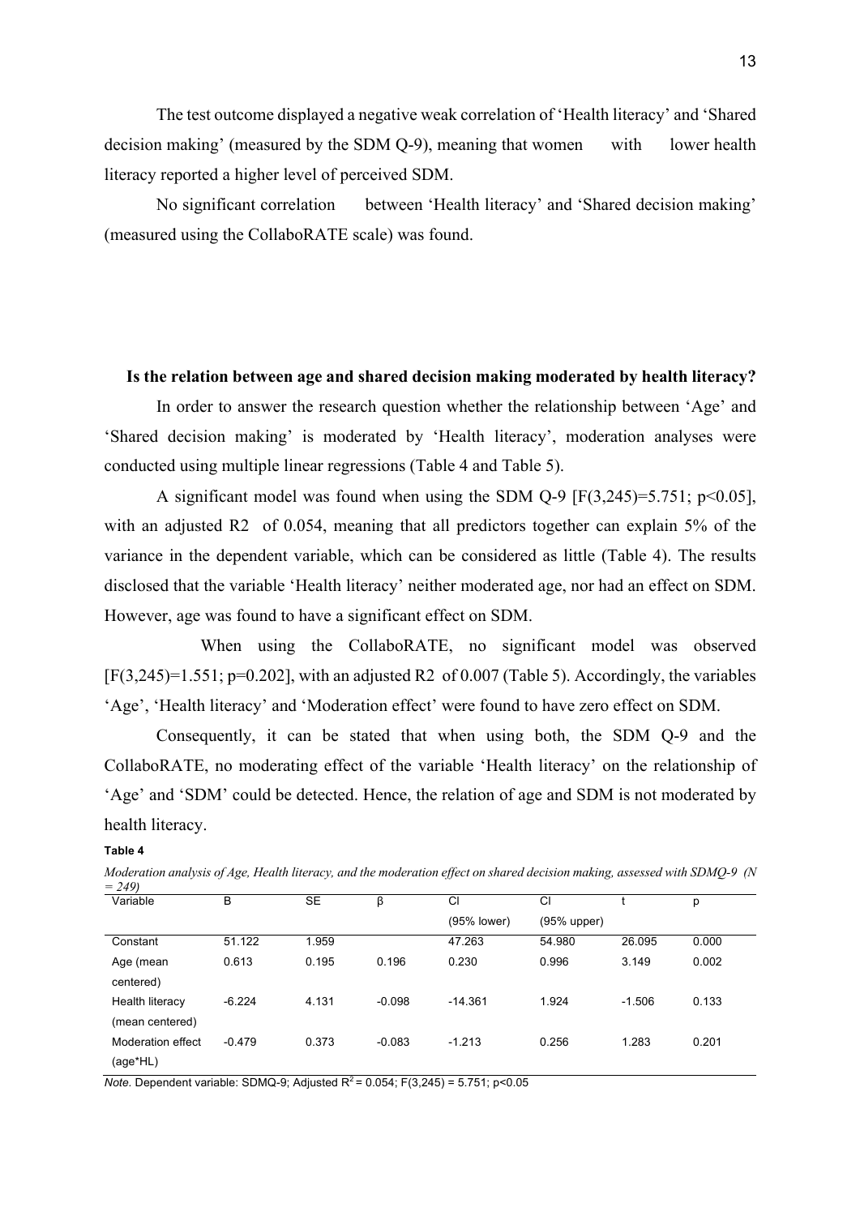The test outcome displayed a negative weak correlation of 'Health literacy' and 'Shared decision making' (measured by the SDM Q-9), meaning that women with lower health literacy reported a higher level of perceived SDM.

No significant correlation between 'Health literacy' and 'Shared decision making' (measured using the CollaboRATE scale) was found.

### Is the relation between age and shared decision making moderated by health literacy?

In order to answer the research question whether the relationship between 'Age' and 'Shared decision making' is moderated by 'Health literacy', moderation analyses were conducted using multiple linear regressions (Table 4 and Table 5).

A significant model was found when using the SDM Q-9 [$F(3,245)=5.751$; $p<0.05$], with an adjusted $R2$ of 0.054, meaning that all predictors together can explain 5% of the variance in the dependent variable, which can be considered as little (Table 4). The results disclosed that the variable 'Health literacy' neither moderated age, nor had an effect on SDM. However, age was found to have a significant effect on SDM.

When using the CollaboRATE, no significant model was observed [$F(3,245)=1.551$; $p=0.202$], with an adjusted $R2$ of 0.007 (Table 5). Accordingly, the variables 'Age', 'Health literacy' and 'Moderation effect' were found to have zero effect on SDM.

Consequently, it can be stated that when using both, the SDM Q-9 and the CollaboRATE, no moderating effect of the variable 'Health literacy' on the relationship of 'Age' and 'SDM' could be detected. Hence, the relation of age and SDM is not moderated by health literacy.

**Table 4**

*Moderation analysis of Age, Health literacy, and the moderation effect on shared decision making, assessed with SDMQ-9 (N = 249)*

| Variable | B | SE | β | CI (95% lower) | CI (95% upper) | t | p |
|---|---|---|---|---|---|---|---|
| Constant | 51.122 | 1.959 | | 47.263 | 54.980 | 26.095 | 0.000 |
| Age (mean centered) | 0.613 | 0.195 | 0.196 | 0.230 | 0.996 | 3.149 | 0.002 |
| Health literacy (mean centered) | -6.224 | 4.131 | -0.098 | -14.361 | 1.924 | -1.506 | 0.133 |
| Moderation effect (age*HL) | -0.479 | 0.373 | -0.083 | -1.213 | 0.256 | 1.283 | 0.201 |

*Note.* Dependent variable: SDMQ-9; Adjusted $R^2 = 0.054$; $F(3,245) = 5.751$; $p<0.05$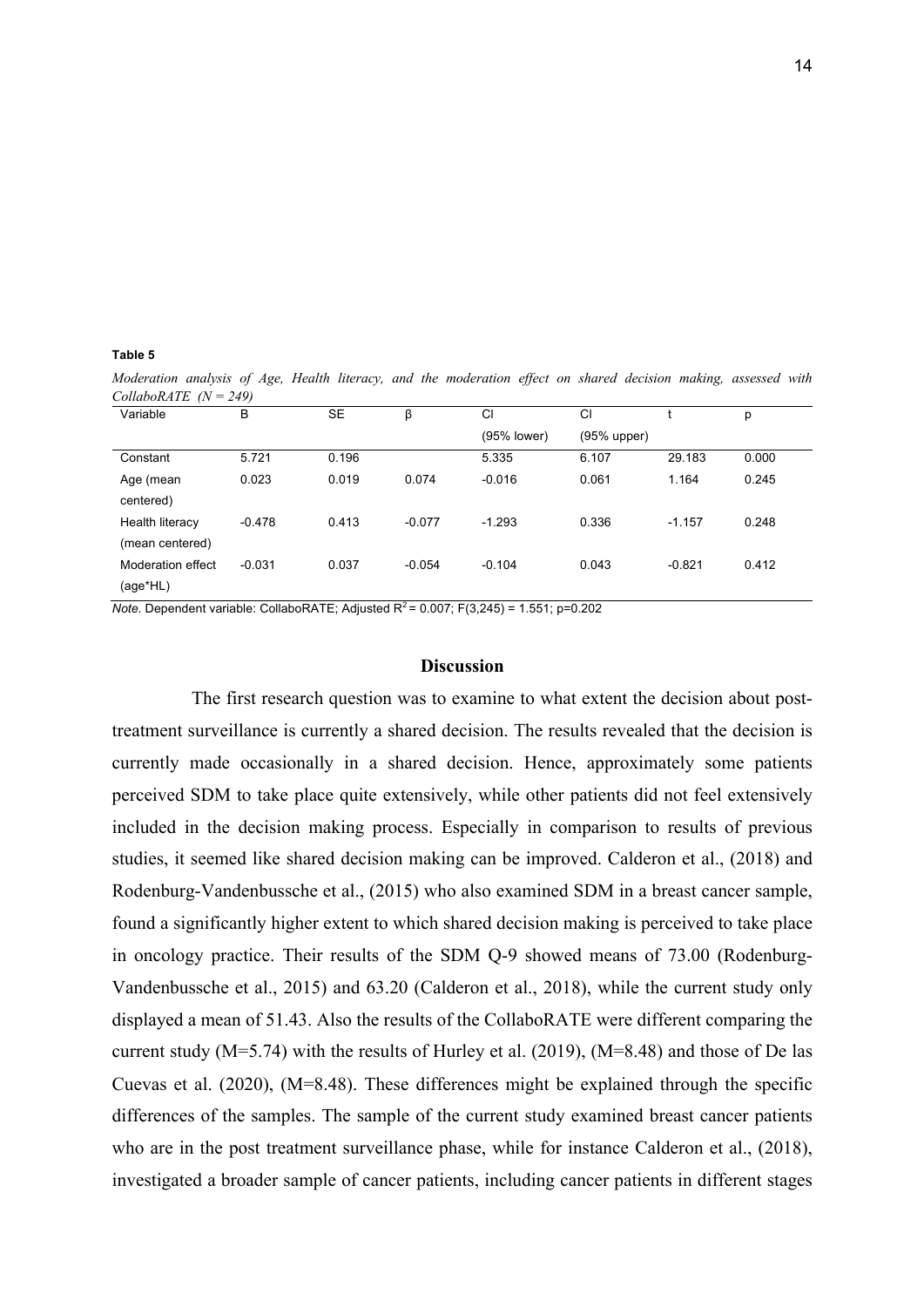**Table 5**

*Moderation analysis of Age, Health literacy, and the moderation effect on shared decision making, assessed with CollaboRATE (N = 249)*

| Variable | B | SE | β | CI (95% lower) | CI (95% upper) | t | p |
|---|---|---|---|---|---|---|---|
| Constant | 5.721 | 0.196 | | 5.335 | 6.107 | 29.183 | 0.000 |
| Age (mean centered) | 0.023 | 0.019 | 0.074 | -0.016 | 0.061 | 1.164 | 0.245 |
| Health literacy (mean centered) | -0.478 | 0.413 | -0.077 | -1.293 | 0.336 | -1.157 | 0.248 |
| Moderation effect (age*HL) | -0.031 | 0.037 | -0.054 | -0.104 | 0.043 | -0.821 | 0.412 |

*Note.* Dependent variable: CollaboRATE; Adjusted $R^2$ = 0.007; $F(3,245) = 1.551$; $p=0.202$

## Discussion

The first research question was to examine to what extent the decision about post-treatment surveillance is currently a shared decision. The results revealed that the decision is currently made occasionally in a shared decision. Hence, approximately some patients perceived SDM to take place quite extensively, while other patients did not feel extensively included in the decision making process. Especially in comparison to results of previous studies, it seemed like shared decision making can be improved. Calderon et al., (2018) and Rodenburg-Vandenbussche et al., (2015) who also examined SDM in a breast cancer sample, found a significantly higher extent to which shared decision making is perceived to take place in oncology practice. Their results of the SDM Q-9 showed means of 73.00 (Rodenburg-Vandenbussche et al., 2015) and 63.20 (Calderon et al., 2018), while the current study only displayed a mean of 51.43. Also the results of the CollaboRATE were different comparing the current study (M=5.74) with the results of Hurley et al. (2019), (M=8.48) and those of De las Cuevas et al. (2020), (M=8.48). These differences might be explained through the specific differences of the samples. The sample of the current study examined breast cancer patients who are in the post treatment surveillance phase, while for instance Calderon et al., (2018), investigated a broader sample of cancer patients, including cancer patients in different stages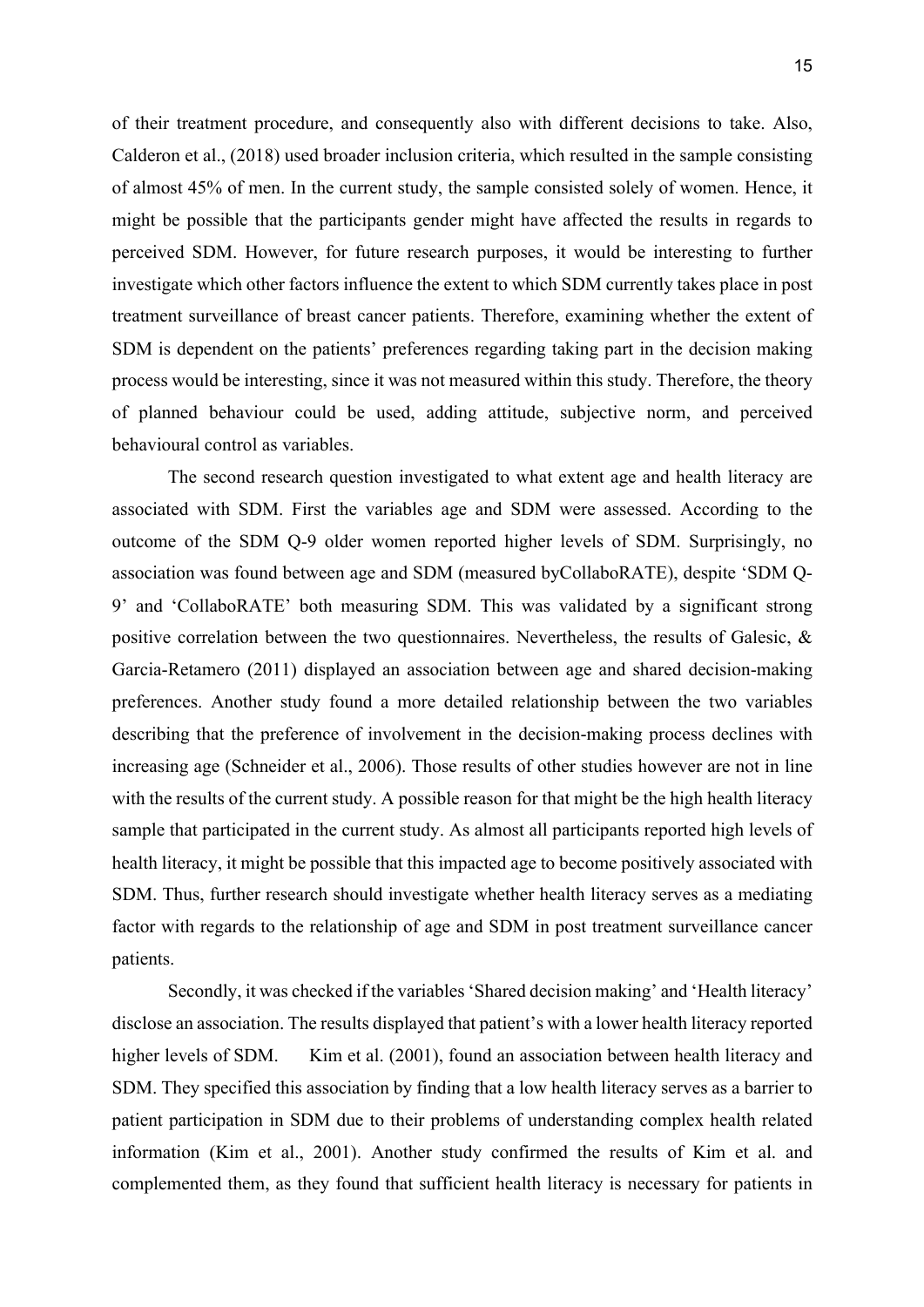of their treatment procedure, and consequently also with different decisions to take. Also, Calderon et al., (2018) used broader inclusion criteria, which resulted in the sample consisting of almost 45% of men. In the current study, the sample consisted solely of women. Hence, it might be possible that the participants gender might have affected the results in regards to perceived SDM. However, for future research purposes, it would be interesting to further investigate which other factors influence the extent to which SDM currently takes place in post treatment surveillance of breast cancer patients. Therefore, examining whether the extent of SDM is dependent on the patients' preferences regarding taking part in the decision making process would be interesting, since it was not measured within this study. Therefore, the theory of planned behaviour could be used, adding attitude, subjective norm, and perceived behavioural control as variables.

The second research question investigated to what extent age and health literacy are associated with SDM. First the variables age and SDM were assessed. According to the outcome of the SDM Q-9 older women reported higher levels of SDM. Surprisingly, no association was found between age and SDM (measured byCollaboRATE), despite 'SDM Q-9' and 'CollaboRATE' both measuring SDM. This was validated by a significant strong positive correlation between the two questionnaires. Nevertheless, the results of Galesic, & Garcia-Retamero (2011) displayed an association between age and shared decision-making preferences. Another study found a more detailed relationship between the two variables describing that the preference of involvement in the decision-making process declines with increasing age (Schneider et al., 2006). Those results of other studies however are not in line with the results of the current study. A possible reason for that might be the high health literacy sample that participated in the current study. As almost all participants reported high levels of health literacy, it might be possible that this impacted age to become positively associated with SDM. Thus, further research should investigate whether health literacy serves as a mediating factor with regards to the relationship of age and SDM in post treatment surveillance cancer patients.

Secondly, it was checked if the variables 'Shared decision making' and 'Health literacy' disclose an association. The results displayed that patient's with a lower health literacy reported higher levels of SDM. Kim et al. (2001), found an association between health literacy and SDM. They specified this association by finding that a low health literacy serves as a barrier to patient participation in SDM due to their problems of understanding complex health related information (Kim et al., 2001). Another study confirmed the results of Kim et al. and complemented them, as they found that sufficient health literacy is necessary for patients in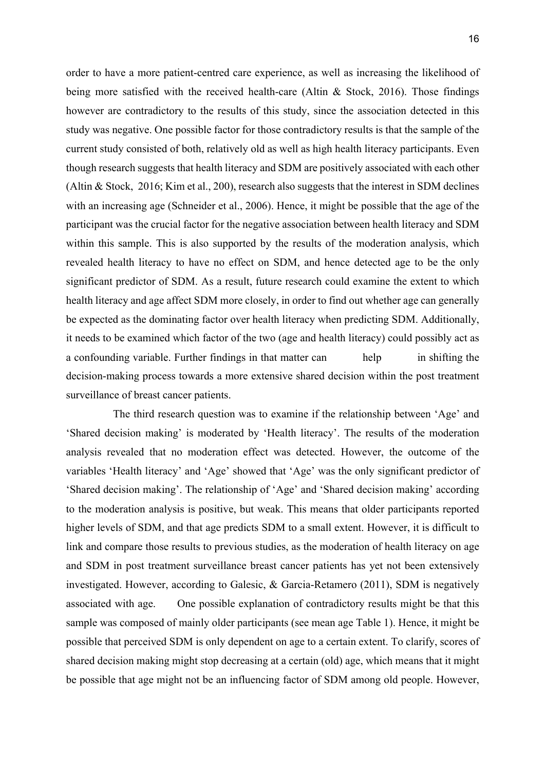order to have a more patient-centred care experience, as well as increasing the likelihood of being more satisfied with the received health-care (Altin & Stock, 2016). Those findings however are contradictory to the results of this study, since the association detected in this study was negative. One possible factor for those contradictory results is that the sample of the current study consisted of both, relatively old as well as high health literacy participants. Even though research suggests that health literacy and SDM are positively associated with each other (Altin & Stock, 2016; Kim et al., 200), research also suggests that the interest in SDM declines with an increasing age (Schneider et al., 2006). Hence, it might be possible that the age of the participant was the crucial factor for the negative association between health literacy and SDM within this sample. This is also supported by the results of the moderation analysis, which revealed health literacy to have no effect on SDM, and hence detected age to be the only significant predictor of SDM. As a result, future research could examine the extent to which health literacy and age affect SDM more closely, in order to find out whether age can generally be expected as the dominating factor over health literacy when predicting SDM. Additionally, it needs to be examined which factor of the two (age and health literacy) could possibly act as a confounding variable. Further findings in that matter can help in shifting the decision-making process towards a more extensive shared decision within the post treatment surveillance of breast cancer patients.

The third research question was to examine if the relationship between 'Age' and 'Shared decision making' is moderated by 'Health literacy'. The results of the moderation analysis revealed that no moderation effect was detected. However, the outcome of the variables 'Health literacy' and 'Age' showed that 'Age' was the only significant predictor of 'Shared decision making'. The relationship of 'Age' and 'Shared decision making' according to the moderation analysis is positive, but weak. This means that older participants reported higher levels of SDM, and that age predicts SDM to a small extent. However, it is difficult to link and compare those results to previous studies, as the moderation of health literacy on age and SDM in post treatment surveillance breast cancer patients has yet not been extensively investigated. However, according to Galesic, & Garcia-Retamero (2011), SDM is negatively associated with age. One possible explanation of contradictory results might be that this sample was composed of mainly older participants (see mean age Table 1). Hence, it might be possible that perceived SDM is only dependent on age to a certain extent. To clarify, scores of shared decision making might stop decreasing at a certain (old) age, which means that it might be possible that age might not be an influencing factor of SDM among old people. However,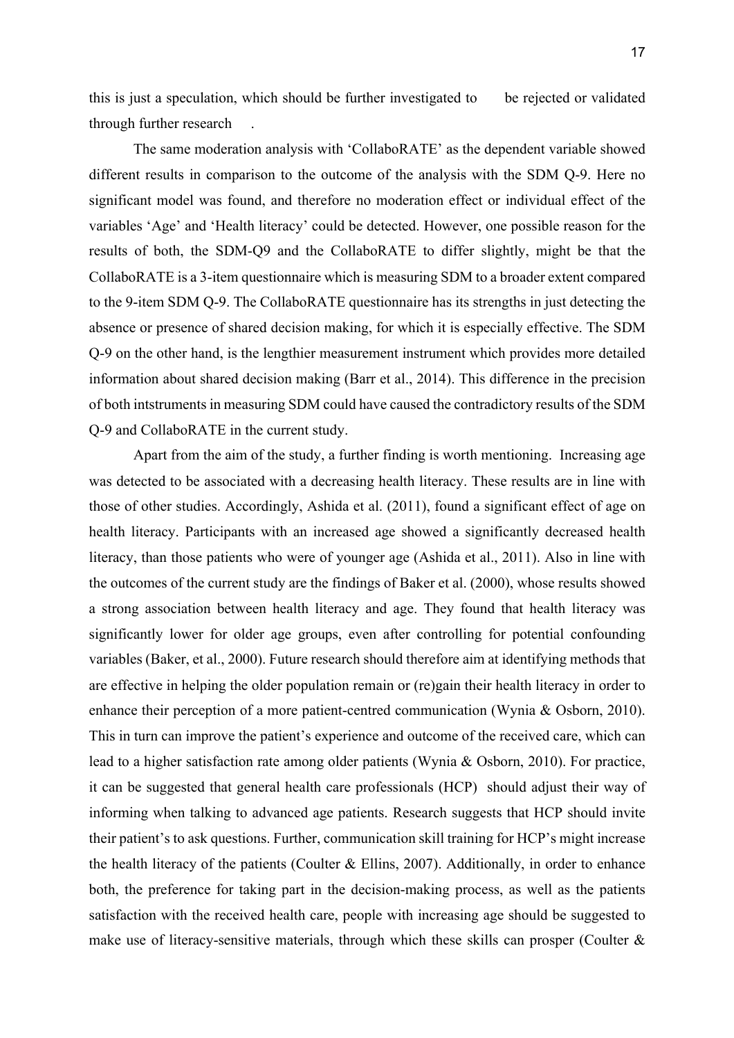this is just a speculation, which should be further investigated to be rejected or validated through further research .

The same moderation analysis with 'CollaboRATE' as the dependent variable showed different results in comparison to the outcome of the analysis with the SDM Q-9. Here no significant model was found, and therefore no moderation effect or individual effect of the variables 'Age' and 'Health literacy' could be detected. However, one possible reason for the results of both, the SDM-Q9 and the CollaboRATE to differ slightly, might be that the CollaboRATE is a 3-item questionnaire which is measuring SDM to a broader extent compared to the 9-item SDM Q-9. The CollaboRATE questionnaire has its strengths in just detecting the absence or presence of shared decision making, for which it is especially effective. The SDM Q-9 on the other hand, is the lengthier measurement instrument which provides more detailed information about shared decision making (Barr et al., 2014). This difference in the precision of both intstruments in measuring SDM could have caused the contradictory results of the SDM Q-9 and CollaboRATE in the current study.

Apart from the aim of the study, a further finding is worth mentioning. Increasing age was detected to be associated with a decreasing health literacy. These results are in line with those of other studies. Accordingly, Ashida et al. (2011), found a significant effect of age on health literacy. Participants with an increased age showed a significantly decreased health literacy, than those patients who were of younger age (Ashida et al., 2011). Also in line with the outcomes of the current study are the findings of Baker et al. (2000), whose results showed a strong association between health literacy and age. They found that health literacy was significantly lower for older age groups, even after controlling for potential confounding variables (Baker, et al., 2000). Future research should therefore aim at identifying methods that are effective in helping the older population remain or (re)gain their health literacy in order to enhance their perception of a more patient-centred communication (Wynia & Osborn, 2010). This in turn can improve the patient's experience and outcome of the received care, which can lead to a higher satisfaction rate among older patients (Wynia & Osborn, 2010). For practice, it can be suggested that general health care professionals (HCP) should adjust their way of informing when talking to advanced age patients. Research suggests that HCP should invite their patient's to ask questions. Further, communication skill training for HCP's might increase the health literacy of the patients (Coulter & Ellins, 2007). Additionally, in order to enhance both, the preference for taking part in the decision-making process, as well as the patients satisfaction with the received health care, people with increasing age should be suggested to make use of literacy-sensitive materials, through which these skills can prosper (Coulter &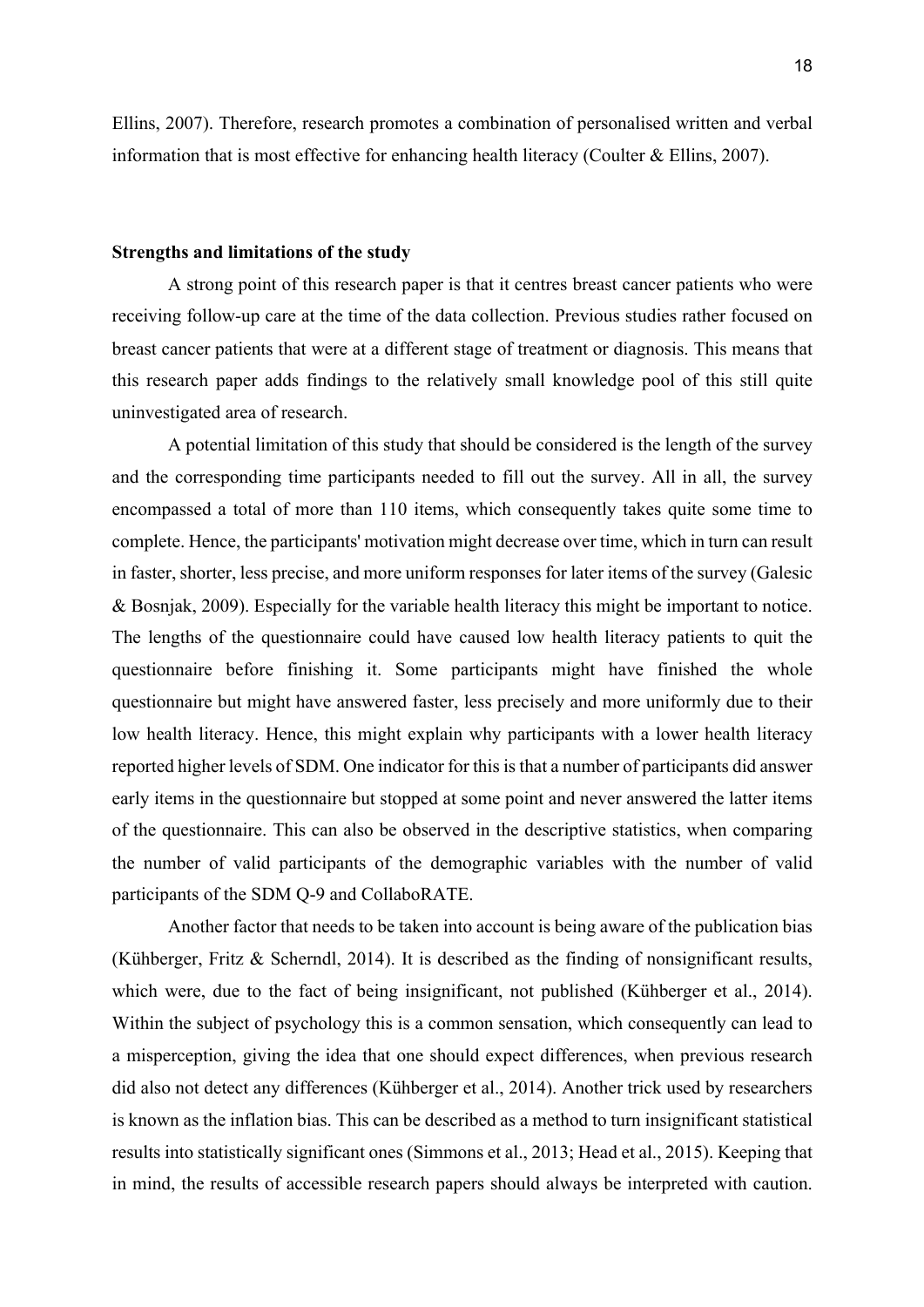Ellins, 2007). Therefore, research promotes a combination of personalised written and verbal information that is most effective for enhancing health literacy (Coulter & Ellins, 2007).

### Strengths and limitations of the study

A strong point of this research paper is that it centres breast cancer patients who were receiving follow-up care at the time of the data collection. Previous studies rather focused on breast cancer patients that were at a different stage of treatment or diagnosis. This means that this research paper adds findings to the relatively small knowledge pool of this still quite uninvestigated area of research.

A potential limitation of this study that should be considered is the length of the survey and the corresponding time participants needed to fill out the survey. All in all, the survey encompassed a total of more than 110 items, which consequently takes quite some time to complete. Hence, the participants' motivation might decrease over time, which in turn can result in faster, shorter, less precise, and more uniform responses for later items of the survey (Galesic & Bosnjak, 2009). Especially for the variable health literacy this might be important to notice. The lengths of the questionnaire could have caused low health literacy patients to quit the questionnaire before finishing it. Some participants might have finished the whole questionnaire but might have answered faster, less precisely and more uniformly due to their low health literacy. Hence, this might explain why participants with a lower health literacy reported higher levels of SDM. One indicator for this is that a number of participants did answer early items in the questionnaire but stopped at some point and never answered the latter items of the questionnaire. This can also be observed in the descriptive statistics, when comparing the number of valid participants of the demographic variables with the number of valid participants of the SDM Q-9 and CollaboRATE.

Another factor that needs to be taken into account is being aware of the publication bias (Kühberger, Fritz & Scherndl, 2014). It is described as the finding of nonsignificant results, which were, due to the fact of being insignificant, not published (Kühberger et al., 2014). Within the subject of psychology this is a common sensation, which consequently can lead to a misperception, giving the idea that one should expect differences, when previous research did also not detect any differences (Kühberger et al., 2014). Another trick used by researchers is known as the inflation bias. This can be described as a method to turn insignificant statistical results into statistically significant ones (Simmons et al., 2013; Head et al., 2015). Keeping that in mind, the results of accessible research papers should always be interpreted with caution.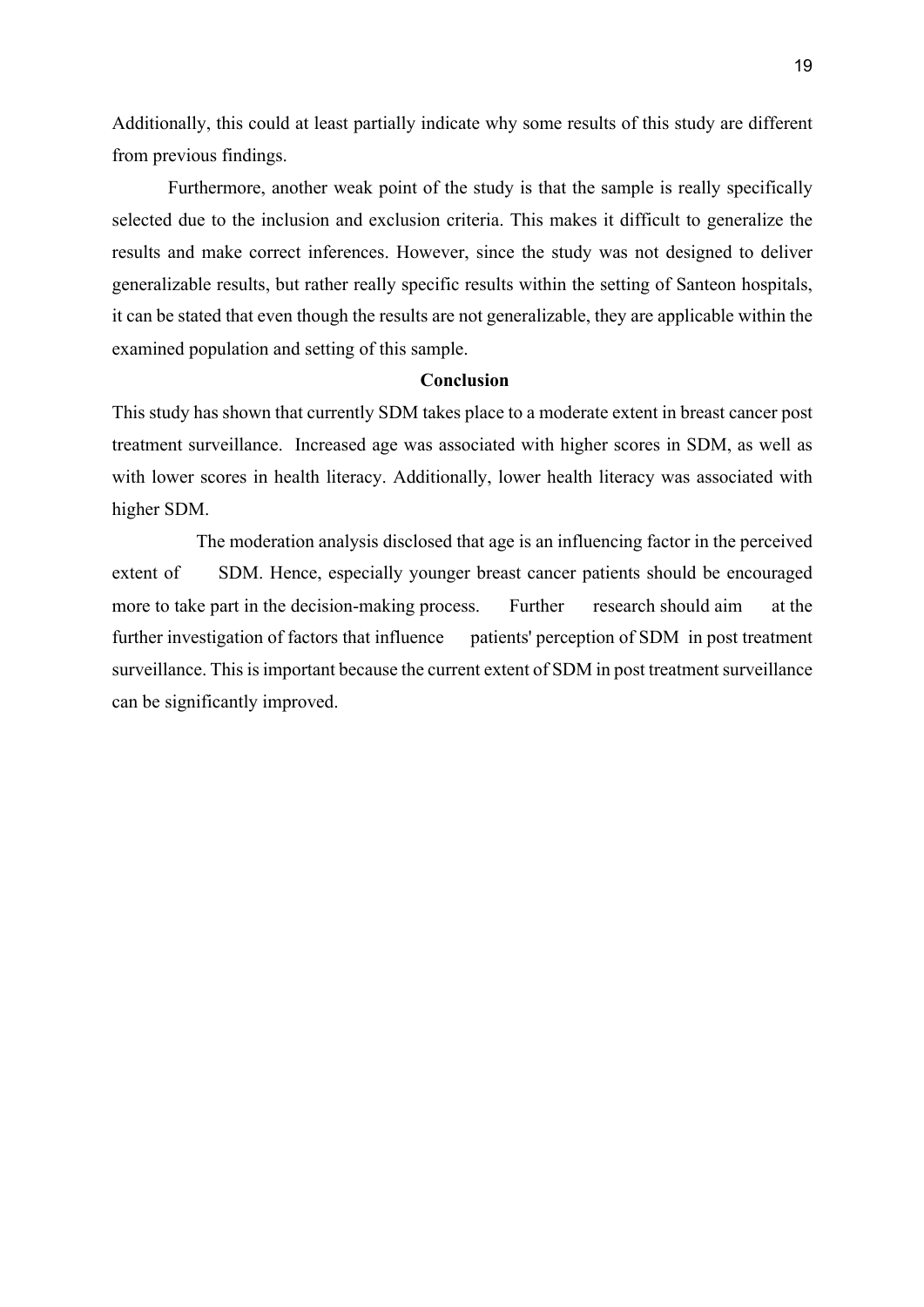Additionally, this could at least partially indicate why some results of this study are different from previous findings.

Furthermore, another weak point of the study is that the sample is really specifically selected due to the inclusion and exclusion criteria. This makes it difficult to generalize the results and make correct inferences. However, since the study was not designed to deliver generalizable results, but rather really specific results within the setting of Santeon hospitals, it can be stated that even though the results are not generalizable, they are applicable within the examined population and setting of this sample.

## Conclusion

This study has shown that currently SDM takes place to a moderate extent in breast cancer post treatment surveillance. Increased age was associated with higher scores in SDM, as well as with lower scores in health literacy. Additionally, lower health literacy was associated with higher SDM.

The moderation analysis disclosed that age is an influencing factor in the perceived extent of SDM. Hence, especially younger breast cancer patients should be encouraged more to take part in the decision-making process. Further research should aim at the further investigation of factors that influence patients' perception of SDM in post treatment surveillance. This is important because the current extent of SDM in post treatment surveillance can be significantly improved.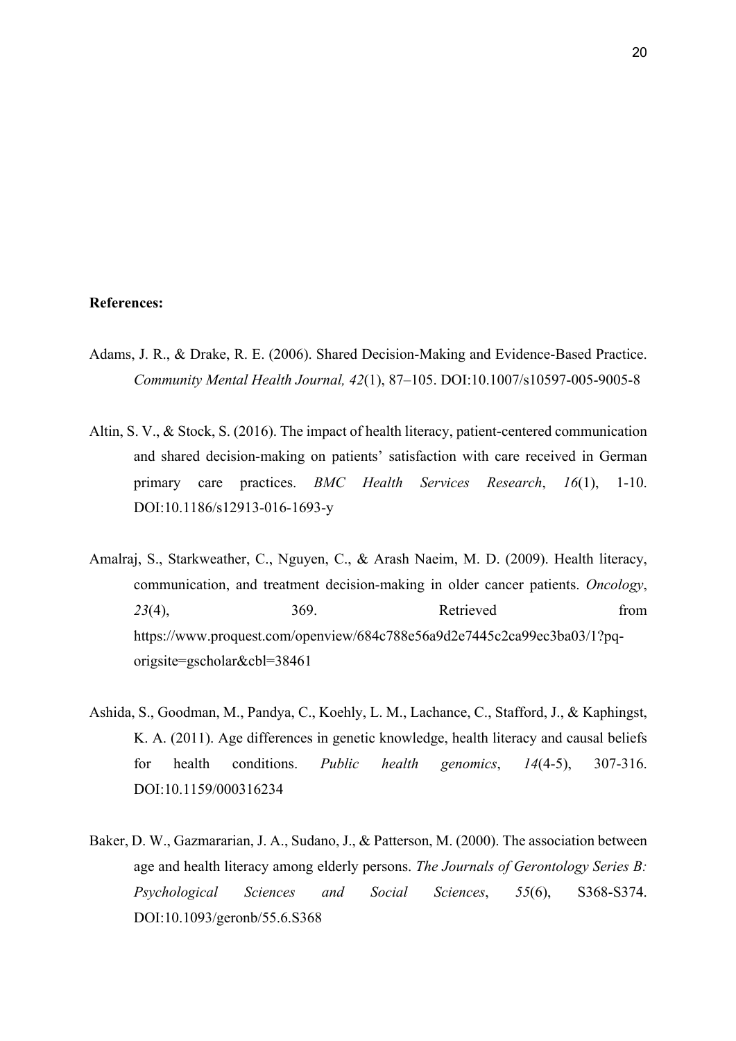**References:**

Adams, J. R., & Drake, R. E. (2006). Shared Decision-Making and Evidence-Based Practice. *Community Mental Health Journal, 42*(1), 87–105. DOI:10.1007/s10597-005-9005-8

Altin, S. V., & Stock, S. (2016). The impact of health literacy, patient-centered communication and shared decision-making on patients' satisfaction with care received in German primary care practices. *BMC Health Services Research*, *16*(1), 1-10. DOI:10.1186/s12913-016-1693-y

Amalraj, S., Starkweather, C., Nguyen, C., & Arash Naeim, M. D. (2009). Health literacy, communication, and treatment decision-making in older cancer patients. *Oncology*, *23*(4), 369. Retrieved from https://www.proquest.com/openview/684c788e56a9d2e7445c2ca99ec3ba03/1?pq-origsite=gscholar&cbl=38461

Ashida, S., Goodman, M., Pandya, C., Koehly, L. M., Lachance, C., Stafford, J., & Kaphingst, K. A. (2011). Age differences in genetic knowledge, health literacy and causal beliefs for health conditions. *Public health genomics*, *14*(4-5), 307-316. DOI:10.1159/000316234

Baker, D. W., Gazmararian, J. A., Sudano, J., & Patterson, M. (2000). The association between age and health literacy among elderly persons. *The Journals of Gerontology Series B: Psychological Sciences and Social Sciences*, *55*(6), S368-S374. DOI:10.1093/geronb/55.6.S368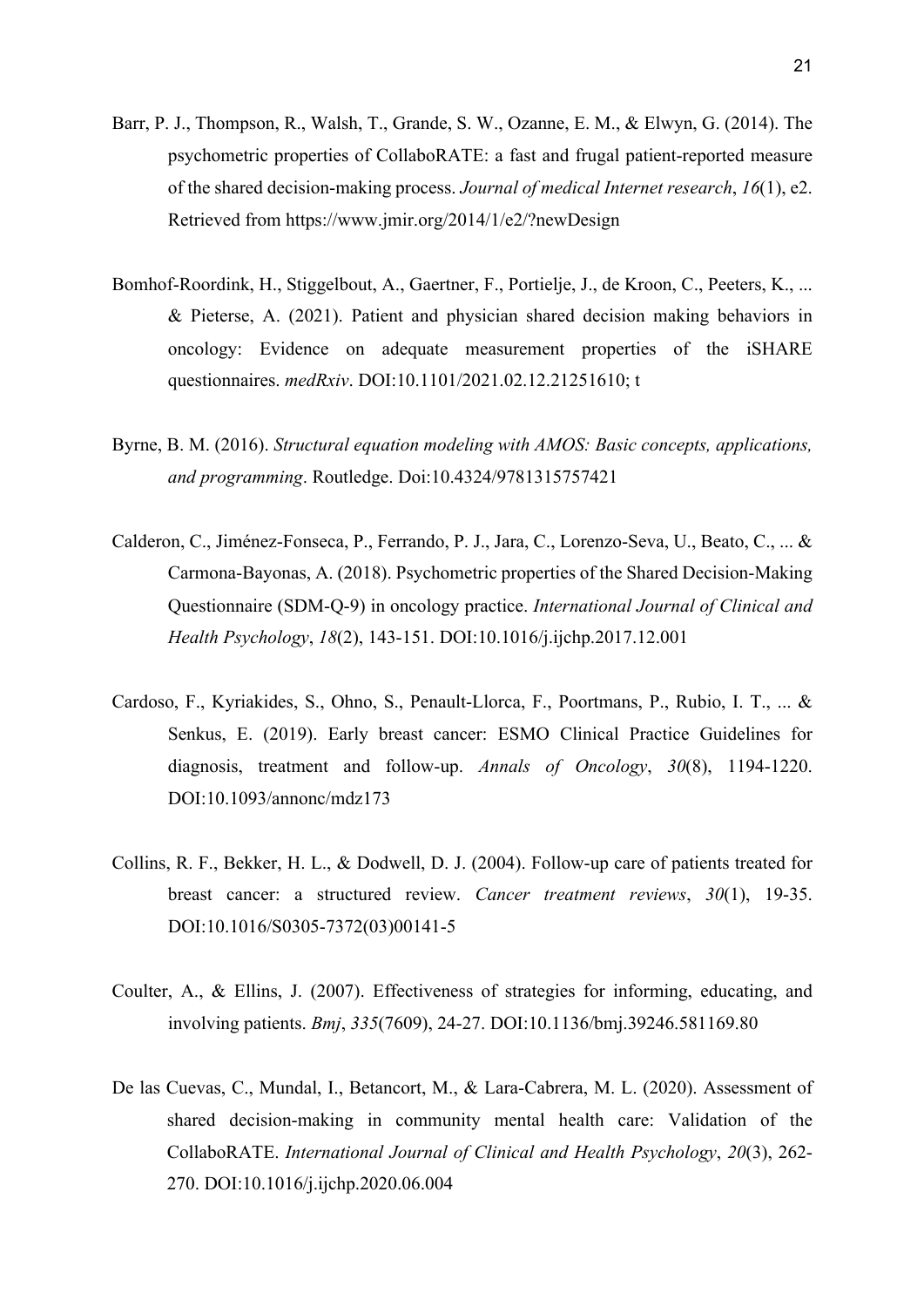Barr, P. J., Thompson, R., Walsh, T., Grande, S. W., Ozanne, E. M., & Elwyn, G. (2014). The psychometric properties of CollaboRATE: a fast and frugal patient-reported measure of the shared decision-making process. *Journal of medical Internet research*, *16*(1), e2. Retrieved from https://www.jmir.org/2014/1/e2/?newDesign

Bomhof-Roordink, H., Stiggelbout, A., Gaertner, F., Portielje, J., de Kroon, C., Peeters, K., ... & Pieterse, A. (2021). Patient and physician shared decision making behaviors in oncology: Evidence on adequate measurement properties of the iSHARE questionnaires. *medRxiv*. DOI:10.1101/2021.02.12.21251610; t

Byrne, B. M. (2016). *Structural equation modeling with AMOS: Basic concepts, applications, and programming*. Routledge. Doi:10.4324/9781315757421

Calderon, C., Jiménez-Fonseca, P., Ferrando, P. J., Jara, C., Lorenzo-Seva, U., Beato, C., ... & Carmona-Bayonas, A. (2018). Psychometric properties of the Shared Decision-Making Questionnaire (SDM-Q-9) in oncology practice. *International Journal of Clinical and Health Psychology*, *18*(2), 143-151. DOI:10.1016/j.ijchp.2017.12.001

Cardoso, F., Kyriakides, S., Ohno, S., Penault-Llorca, F., Poortmans, P., Rubio, I. T., ... & Senkus, E. (2019). Early breast cancer: ESMO Clinical Practice Guidelines for diagnosis, treatment and follow-up. *Annals of Oncology*, *30*(8), 1194-1220. DOI:10.1093/annonc/mdz173

Collins, R. F., Bekker, H. L., & Dodwell, D. J. (2004). Follow-up care of patients treated for breast cancer: a structured review. *Cancer treatment reviews*, *30*(1), 19-35. DOI:10.1016/S0305-7372(03)00141-5

Coulter, A., & Ellins, J. (2007). Effectiveness of strategies for informing, educating, and involving patients. *Bmj*, *335*(7609), 24-27. DOI:10.1136/bmj.39246.581169.80

De las Cuevas, C., Mundal, I., Betancort, M., & Lara-Cabrera, M. L. (2020). Assessment of shared decision-making in community mental health care: Validation of the CollaboRATE. *International Journal of Clinical and Health Psychology*, *20*(3), 262-270. DOI:10.1016/j.ijchp.2020.06.004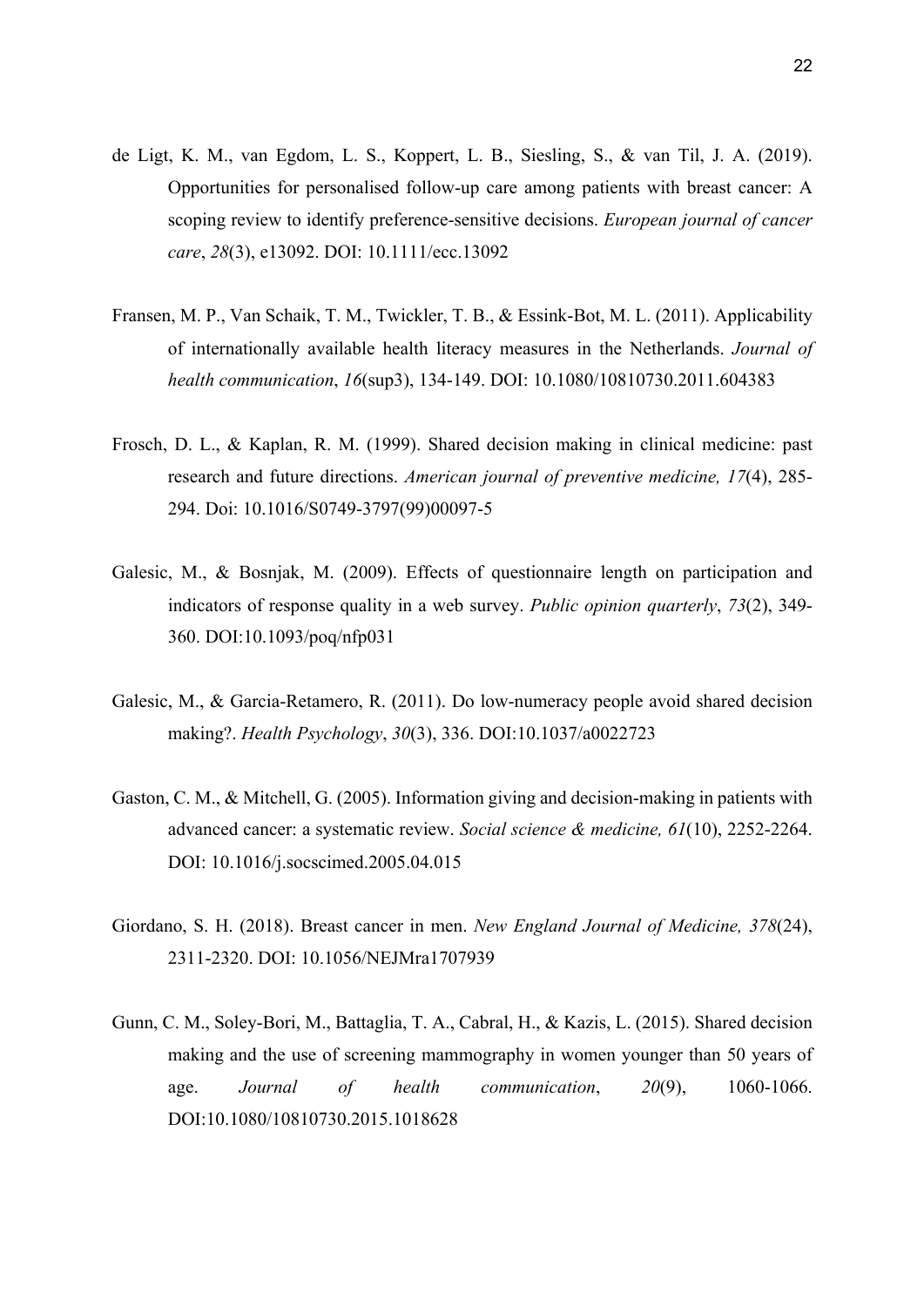de Ligt, K. M., van Egdom, L. S., Koppert, L. B., Siesling, S., & van Til, J. A. (2019). Opportunities for personalised follow-up care among patients with breast cancer: A scoping review to identify preference-sensitive decisions. *European journal of cancer care*, *28*(3), e13092. DOI: 10.1111/ecc.13092

Fransen, M. P., Van Schaik, T. M., Twickler, T. B., & Essink-Bot, M. L. (2011). Applicability of internationally available health literacy measures in the Netherlands. *Journal of health communication*, *16*(sup3), 134-149. DOI: 10.1080/10810730.2011.604383

Frosch, D. L., & Kaplan, R. M. (1999). Shared decision making in clinical medicine: past research and future directions. *American journal of preventive medicine, 17*(4), 285-294. Doi: 10.1016/S0749-3797(99)00097-5

Galesic, M., & Bosnjak, M. (2009). Effects of questionnaire length on participation and indicators of response quality in a web survey. *Public opinion quarterly*, *73*(2), 349-360. DOI:10.1093/poq/nfp031

Galesic, M., & Garcia-Retamero, R. (2011). Do low-numeracy people avoid shared decision making?. *Health Psychology*, *30*(3), 336. DOI:10.1037/a0022723

Gaston, C. M., & Mitchell, G. (2005). Information giving and decision-making in patients with advanced cancer: a systematic review. *Social science & medicine, 61*(10), 2252-2264. DOI: 10.1016/j.socscimed.2005.04.015

Giordano, S. H. (2018). Breast cancer in men. *New England Journal of Medicine, 378*(24), 2311-2320. DOI: 10.1056/NEJMra1707939

Gunn, C. M., Soley-Bori, M., Battaglia, T. A., Cabral, H., & Kazis, L. (2015). Shared decision making and the use of screening mammography in women younger than 50 years of age. *Journal of health communication*, *20*(9), 1060-1066. DOI:10.1080/10810730.2015.1018628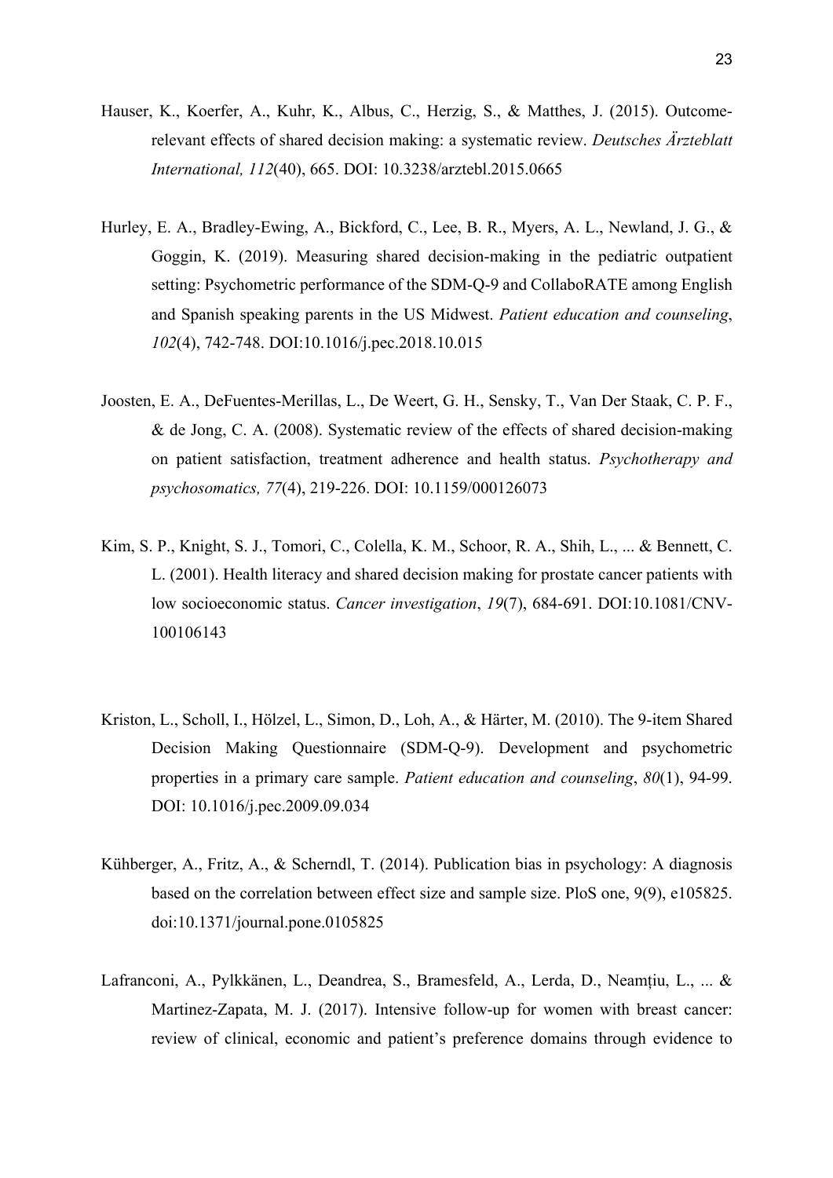Hauser, K., Koerfer, A., Kuhr, K., Albus, C., Herzig, S., & Matthes, J. (2015). Outcome-relevant effects of shared decision making: a systematic review. *Deutsches Ärzteblatt International, 112*(40), 665. DOI: 10.3238/arztebl.2015.0665

Hurley, E. A., Bradley-Ewing, A., Bickford, C., Lee, B. R., Myers, A. L., Newland, J. G., & Goggin, K. (2019). Measuring shared decision-making in the pediatric outpatient setting: Psychometric performance of the SDM-Q-9 and CollaboRATE among English and Spanish speaking parents in the US Midwest. *Patient education and counseling*, *102*(4), 742-748. DOI:10.1016/j.pec.2018.10.015

Joosten, E. A., DeFuentes-Merillas, L., De Weert, G. H., Sensky, T., Van Der Staak, C. P. F., & de Jong, C. A. (2008). Systematic review of the effects of shared decision-making on patient satisfaction, treatment adherence and health status. *Psychotherapy and psychosomatics, 77*(4), 219-226. DOI: 10.1159/000126073

Kim, S. P., Knight, S. J., Tomori, C., Colella, K. M., Schoor, R. A., Shih, L., ... & Bennett, C. L. (2001). Health literacy and shared decision making for prostate cancer patients with low socioeconomic status. *Cancer investigation*, *19*(7), 684-691. DOI:10.1081/CNV-100106143

Kriston, L., Scholl, I., Hölzel, L., Simon, D., Loh, A., & Härter, M. (2010). The 9-item Shared Decision Making Questionnaire (SDM-Q-9). Development and psychometric properties in a primary care sample. *Patient education and counseling*, *80*(1), 94-99. DOI: 10.1016/j.pec.2009.09.034

Kühberger, A., Fritz, A., & Scherndl, T. (2014). Publication bias in psychology: A diagnosis based on the correlation between effect size and sample size. PloS one, 9(9), e105825. doi:10.1371/journal.pone.0105825

Lafranconi, A., Pylkkänen, L., Deandrea, S., Bramesfeld, A., Lerda, D., Neamțiu, L., ... & Martinez-Zapata, M. J. (2017). Intensive follow-up for women with breast cancer: review of clinical, economic and patient's preference domains through evidence to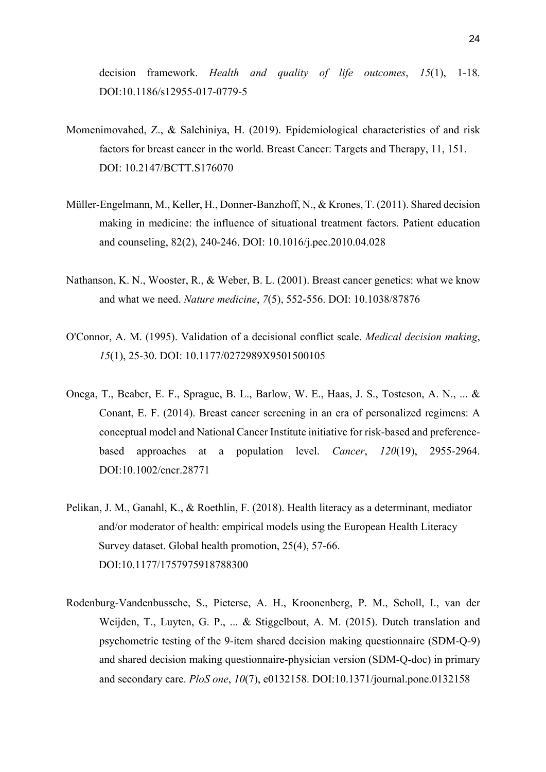decision framework. *Health and quality of life outcomes*, *15*(1), 1-18. DOI:10.1186/s12955-017-0779-5

Momenimovahed, Z., & Salehiniya, H. (2019). Epidemiological characteristics of and risk factors for breast cancer in the world. Breast Cancer: Targets and Therapy, 11, 151. DOI: 10.2147/BCTT.S176070

Müller-Engelmann, M., Keller, H., Donner-Banzhoff, N., & Krones, T. (2011). Shared decision making in medicine: the influence of situational treatment factors. Patient education and counseling, 82(2), 240-246. DOI: 10.1016/j.pec.2010.04.028

Nathanson, K. N., Wooster, R., & Weber, B. L. (2001). Breast cancer genetics: what we know and what we need. *Nature medicine*, *7*(5), 552-556. DOI: 10.1038/87876

O'Connor, A. M. (1995). Validation of a decisional conflict scale. *Medical decision making*, *15*(1), 25-30. DOI: 10.1177/0272989X9501500105

Onega, T., Beaber, E. F., Sprague, B. L., Barlow, W. E., Haas, J. S., Tosteson, A. N., ... & Conant, E. F. (2014). Breast cancer screening in an era of personalized regimens: A conceptual model and National Cancer Institute initiative for risk-based and preference-based approaches at a population level. *Cancer*, *120*(19), 2955-2964. DOI:10.1002/cncr.28771

Pelikan, J. M., Ganahl, K., & Roethlin, F. (2018). Health literacy as a determinant, mediator and/or moderator of health: empirical models using the European Health Literacy Survey dataset. Global health promotion, 25(4), 57-66. DOI:10.1177/1757975918788300

Rodenburg-Vandenbussche, S., Pieterse, A. H., Kroonenberg, P. M., Scholl, I., van der Weijden, T., Luyten, G. P., ... & Stiggelbout, A. M. (2015). Dutch translation and psychometric testing of the 9-item shared decision making questionnaire (SDM-Q-9) and shared decision making questionnaire-physician version (SDM-Q-doc) in primary and secondary care. *PloS one*, *10*(7), e0132158. DOI:10.1371/journal.pone.0132158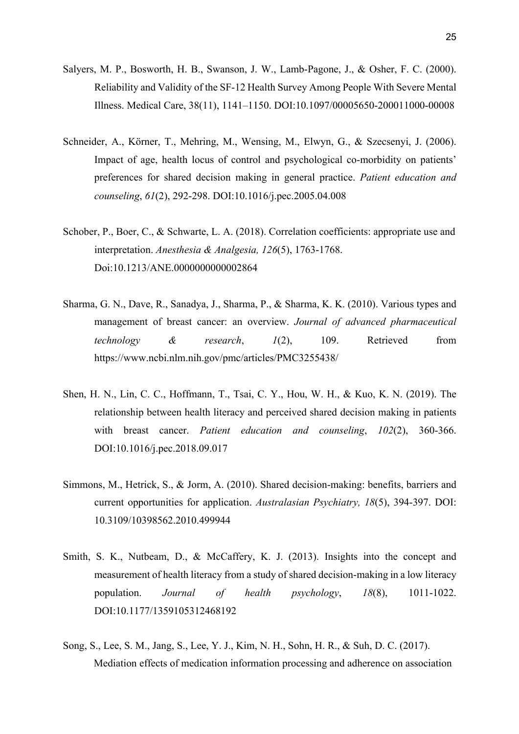Salyers, M. P., Bosworth, H. B., Swanson, J. W., Lamb-Pagone, J., & Osher, F. C. (2000). Reliability and Validity of the SF-12 Health Survey Among People With Severe Mental Illness. Medical Care, 38(11), 1141–1150. DOI:10.1097/00005650-200011000-00008

Schneider, A., Körner, T., Mehring, M., Wensing, M., Elwyn, G., & Szecsenyi, J. (2006). Impact of age, health locus of control and psychological co-morbidity on patients' preferences for shared decision making in general practice. *Patient education and counseling*, *61*(2), 292-298. DOI:10.1016/j.pec.2005.04.008

Schober, P., Boer, C., & Schwarte, L. A. (2018). Correlation coefficients: appropriate use and interpretation. *Anesthesia & Analgesia, 126*(5), 1763-1768. Doi:10.1213/ANE.0000000000002864

Sharma, G. N., Dave, R., Sanadya, J., Sharma, P., & Sharma, K. K. (2010). Various types and management of breast cancer: an overview. *Journal of advanced pharmaceutical technology & research*, *1*(2), 109. Retrieved from https://www.ncbi.nlm.nih.gov/pmc/articles/PMC3255438/

Shen, H. N., Lin, C. C., Hoffmann, T., Tsai, C. Y., Hou, W. H., & Kuo, K. N. (2019). The relationship between health literacy and perceived shared decision making in patients with breast cancer. *Patient education and counseling*, *102*(2), 360-366. DOI:10.1016/j.pec.2018.09.017

Simmons, M., Hetrick, S., & Jorm, A. (2010). Shared decision-making: benefits, barriers and current opportunities for application. *Australasian Psychiatry, 18*(5), 394-397. DOI: 10.3109/10398562.2010.499944

Smith, S. K., Nutbeam, D., & McCaffery, K. J. (2013). Insights into the concept and measurement of health literacy from a study of shared decision-making in a low literacy population. *Journal of health psychology*, *18*(8), 1011-1022. DOI:10.1177/1359105312468192

Song, S., Lee, S. M., Jang, S., Lee, Y. J., Kim, N. H., Sohn, H. R., & Suh, D. C. (2017). Mediation effects of medication information processing and adherence on association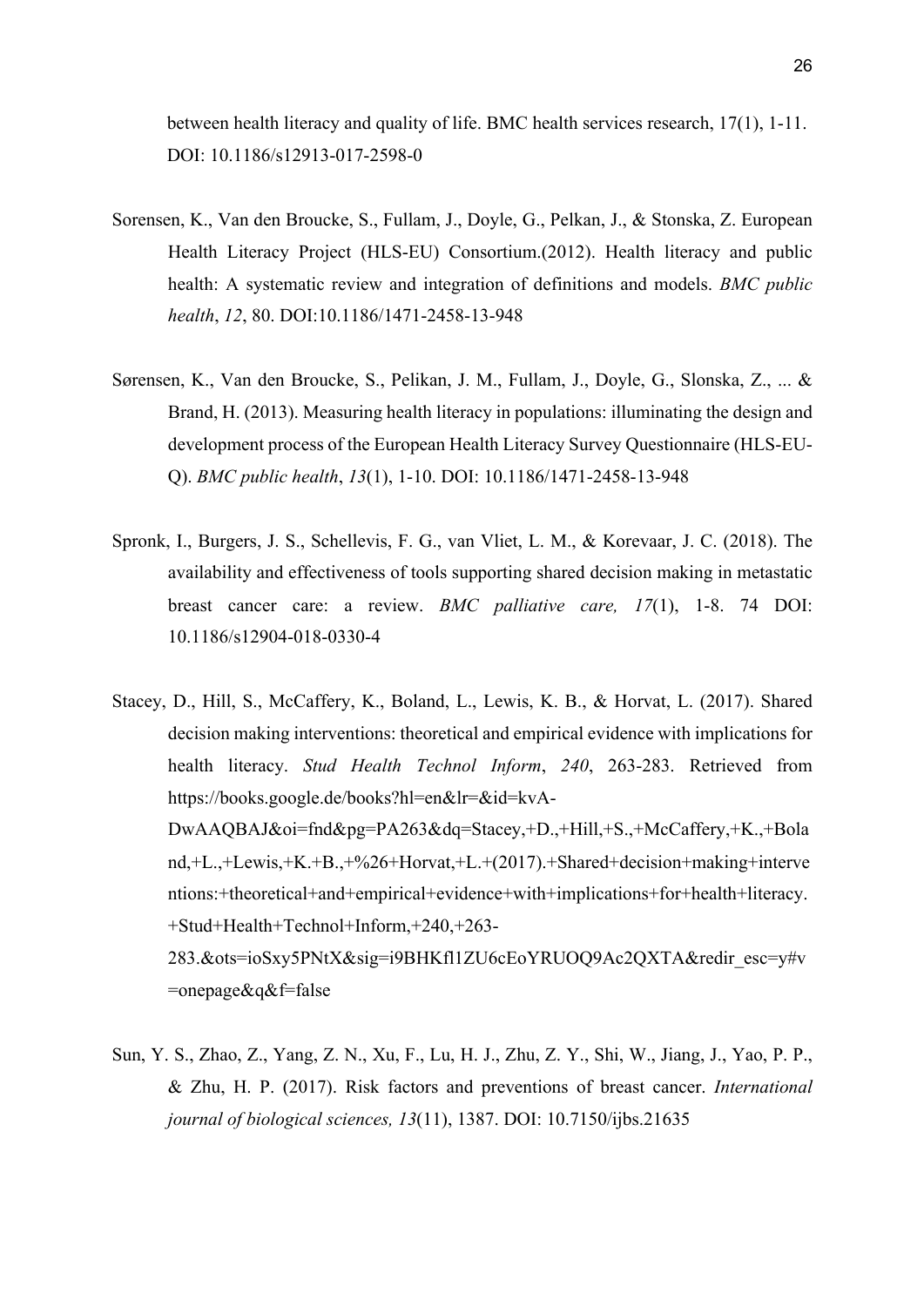between health literacy and quality of life. BMC health services research, 17(1), 1-11. DOI: 10.1186/s12913-017-2598-0

Sorensen, K., Van den Broucke, S., Fullam, J., Doyle, G., Pelkan, J., & Stonska, Z. European Health Literacy Project (HLS-EU) Consortium.(2012). Health literacy and public health: A systematic review and integration of definitions and models. *BMC public health*, *12*, 80. DOI:10.1186/1471-2458-13-948

Sørensen, K., Van den Broucke, S., Pelikan, J. M., Fullam, J., Doyle, G., Slonska, Z., ... & Brand, H. (2013). Measuring health literacy in populations: illuminating the design and development process of the European Health Literacy Survey Questionnaire (HLS-EU-Q). *BMC public health*, *13*(1), 1-10. DOI: 10.1186/1471-2458-13-948

Spronk, I., Burgers, J. S., Schellevis, F. G., van Vliet, L. M., & Korevaar, J. C. (2018). The availability and effectiveness of tools supporting shared decision making in metastatic breast cancer care: a review. *BMC palliative care, 17*(1), 1-8. 74 DOI: 10.1186/s12904-018-0330-4

Stacey, D., Hill, S., McCaffery, K., Boland, L., Lewis, K. B., & Horvat, L. (2017). Shared decision making interventions: theoretical and empirical evidence with implications for health literacy. *Stud Health Technol Inform*, *240*, 263-283. Retrieved from https://books.google.de/books?hl=en&lr=&id=kvA-DwAAQBAJ&oi=fnd&pg=PA263&dq=Stacey,+D.,+Hill,+S.,+McCaffery,+K.,+Boland,+L.,+Lewis,+K.+B.,+%26+Horvat,+L.+(2017).+Shared+decision+making+interventions:+theoretical+and+empirical+evidence+with+implications+for+health+literacy.+Stud+Health+Technol+Inform,+240,+263-283.&ots=ioSxy5PNtX&sig=i9BHKfl1ZU6cEoYRUOQ9Ac2QXTA&redir_esc=y#v=onepage&q&f=false

Sun, Y. S., Zhao, Z., Yang, Z. N., Xu, F., Lu, H. J., Zhu, Z. Y., Shi, W., Jiang, J., Yao, P. P., & Zhu, H. P. (2017). Risk factors and preventions of breast cancer. *International journal of biological sciences, 13*(11), 1387. DOI: 10.7150/ijbs.21635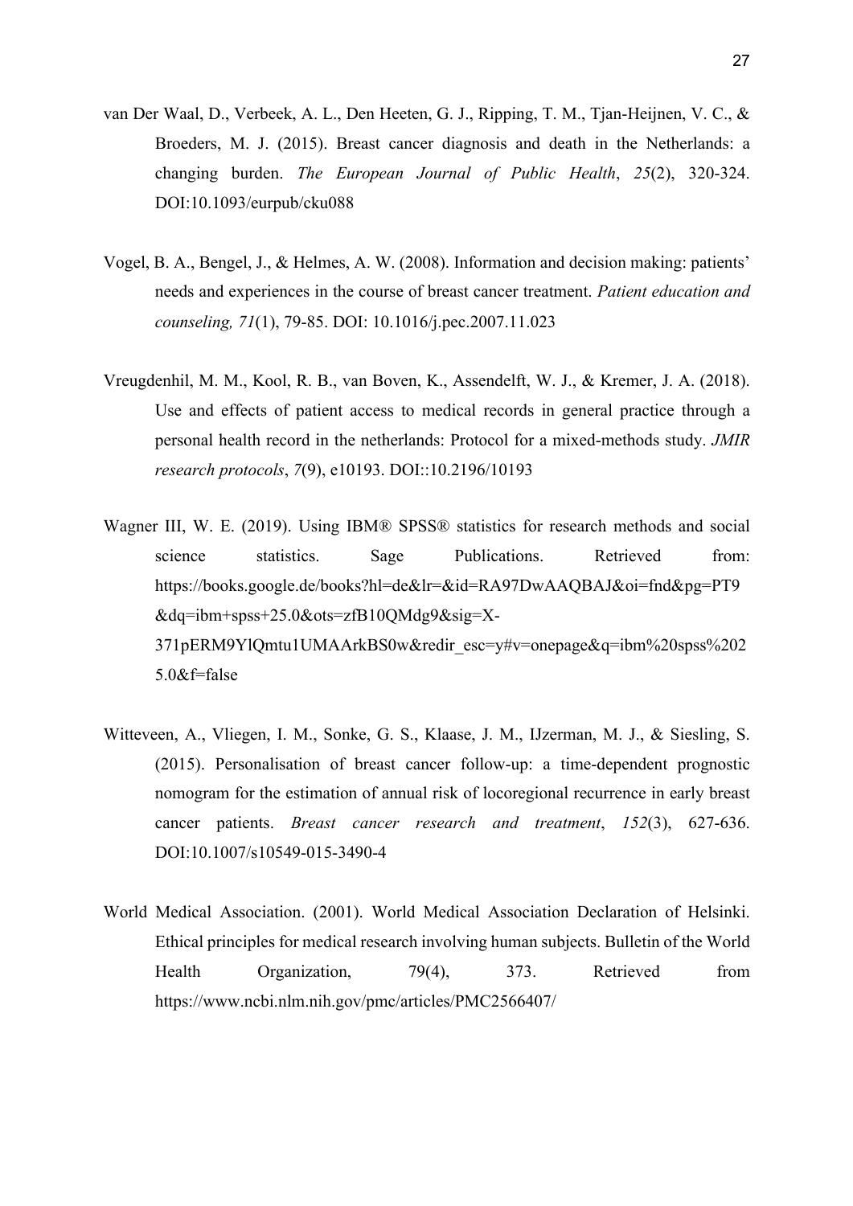van Der Waal, D., Verbeek, A. L., Den Heeten, G. J., Ripping, T. M., Tjan-Heijnen, V. C., & Broeders, M. J. (2015). Breast cancer diagnosis and death in the Netherlands: a changing burden. *The European Journal of Public Health*, *25*(2), 320-324. DOI:10.1093/eurpub/cku088

Vogel, B. A., Bengel, J., & Helmes, A. W. (2008). Information and decision making: patients' needs and experiences in the course of breast cancer treatment. *Patient education and counseling, 71*(1), 79-85. DOI: 10.1016/j.pec.2007.11.023

Vreugdenhil, M. M., Kool, R. B., van Boven, K., Assendelft, W. J., & Kremer, J. A. (2018). Use and effects of patient access to medical records in general practice through a personal health record in the netherlands: Protocol for a mixed-methods study. *JMIR research protocols*, *7*(9), e10193. DOI::10.2196/10193

Wagner III, W. E. (2019). Using IBM® SPSS® statistics for research methods and social science statistics. Sage Publications. Retrieved from: https://books.google.de/books?hl=de&lr=&id=RA97DwAAQBAJ&oi=fnd&pg=PT9&dq=ibm+spss+25.0&ots=zfB10QMdg9&sig=X-371pERM9YlQmtu1UMAArkBS0w&redir_esc=y#v=onepage&q=ibm%20spss%2025.0&f=false

Witteveen, A., Vliegen, I. M., Sonke, G. S., Klaase, J. M., IJzerman, M. J., & Siesling, S. (2015). Personalisation of breast cancer follow-up: a time-dependent prognostic nomogram for the estimation of annual risk of locoregional recurrence in early breast cancer patients. *Breast cancer research and treatment*, *152*(3), 627-636. DOI:10.1007/s10549-015-3490-4

World Medical Association. (2001). World Medical Association Declaration of Helsinki. Ethical principles for medical research involving human subjects. Bulletin of the World Health Organization, 79(4), 373. Retrieved from https://www.ncbi.nlm.nih.gov/pmc/articles/PMC2566407/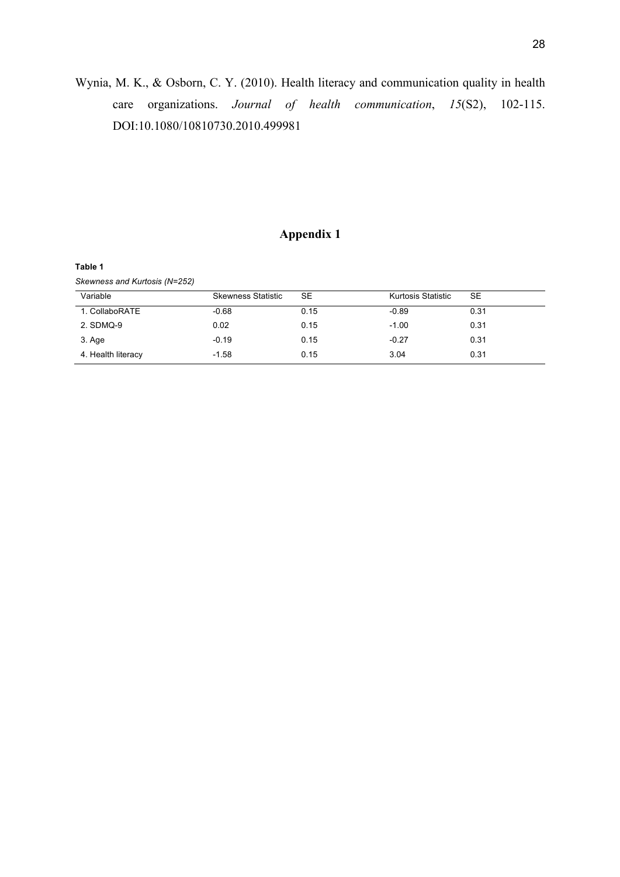Wynia, M. K., & Osborn, C. Y. (2010). Health literacy and communication quality in health care organizations. *Journal of health communication*, *15*(S2), 102-115. DOI:10.1080/10810730.2010.499981

## Appendix 1

**Table 1**

*Skewness and Kurtosis (N=252)*

| Variable | Skewness Statistic | SE | Kurtosis Statistic | SE |
|---|---|---|---|---|
| 1. CollaboRATE | -0.68 | 0.15 | -0.89 | 0.31 |
| 2. SDMQ-9 | 0.02 | 0.15 | -1.00 | 0.31 |
| 3. Age | -0.19 | 0.15 | -0.27 | 0.31 |
| 4. Health literacy | -1.58 | 0.15 | 3.04 | 0.31 |